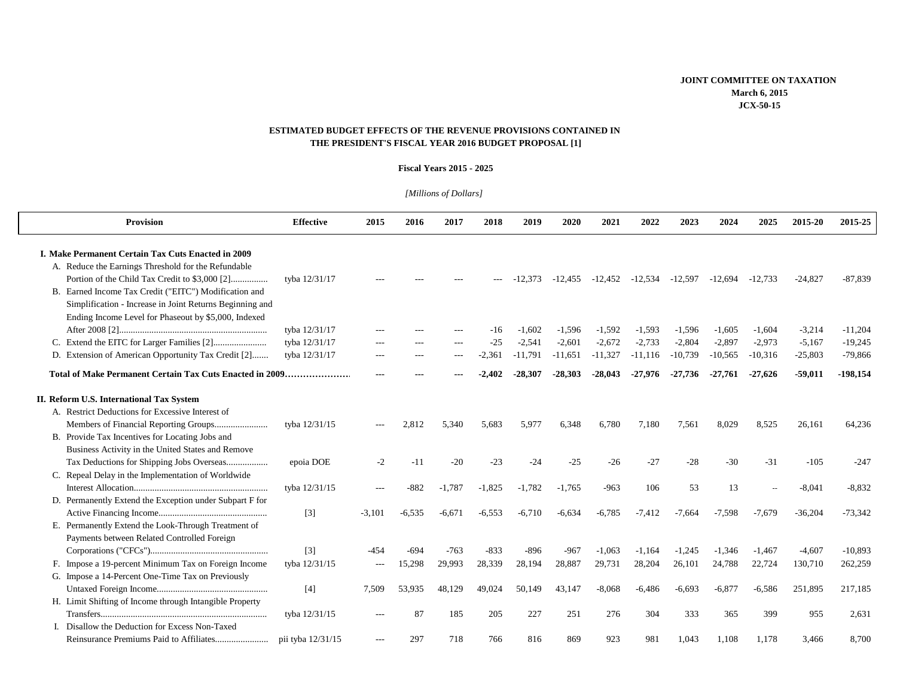**JOINT COMMITTEE ON TAXATION**
**March 6, 2015**
**JCX-50-15**

## ESTIMATED BUDGET EFFECTS OF THE REVENUE PROVISIONS CONTAINED IN THE PRESIDENT'S FISCAL YEAR 2016 BUDGET PROPOSAL [1]

**Fiscal Years 2015 - 2025**

*[Millions of Dollars]*

| Provision | Effective | 2015 | 2016 | 2017 | 2018 | 2019 | 2020 | 2021 | 2022 | 2023 | 2024 | 2025 | 2015-20 | 2015-25 |
|---|---|---|---|---|---|---|---|---|---|---|---|---|---|---|
| **I. Make Permanent Certain Tax Cuts Enacted in 2009** | | | | | | | | | | | | | | |
| A. Reduce the Earnings Threshold for the Refundable Portion of the Child Tax Credit to $3,000 [2]................ | tyba 12/31/17 | --- | --- | --- | --- | -12,373 | -12,455 | -12,452 | -12,534 | -12,597 | -12,694 | -12,733 | -24,827 | -87,839 |
| B. Earned Income Tax Credit ("EITC") Modification and Simplification - Increase in Joint Returns Beginning and Ending Income Level for Phaseout by $5,000, Indexed After 2008 [2]................................................................ | tyba 12/31/17 | --- | --- | --- | -16 | -1,602 | -1,596 | -1,592 | -1,593 | -1,596 | -1,605 | -1,604 | -3,214 | -11,204 |
| C. Extend the EITC for Larger Families [2]....................... | tyba 12/31/17 | --- | --- | --- | -25 | -2,541 | -2,601 | -2,672 | -2,733 | -2,804 | -2,897 | -2,973 | -5,167 | -19,245 |
| D. Extension of American Opportunity Tax Credit [2]....... | tyba 12/31/17 | --- | --- | --- | -2,361 | -11,791 | -11,651 | -11,327 | -11,116 | -10,739 | -10,565 | -10,316 | -25,803 | -79,866 |
| **Total of Make Permanent Certain Tax Cuts Enacted in 2009....................** | | **---** | **---** | **---** | **-2,402** | **-28,307** | **-28,303** | **-28,043** | **-27,976** | **-27,736** | **-27,761** | **-27,626** | **-59,011** | **-198,154** |
| **II. Reform U.S. International Tax System** | | | | | | | | | | | | | | |
| A. Restrict Deductions for Excessive Interest of Members of Financial Reporting Groups....................... | tyba 12/31/15 | --- | 2,812 | 5,340 | 5,683 | 5,977 | 6,348 | 6,780 | 7,180 | 7,561 | 8,029 | 8,525 | 26,161 | 64,236 |
| B. Provide Tax Incentives for Locating Jobs and Business Activity in the United States and Remove Tax Deductions for Shipping Jobs Overseas.................. | epoia DOE | -2 | -11 | -20 | -23 | -24 | -25 | -26 | -27 | -28 | -30 | -31 | -105 | -247 |
| C. Repeal Delay in the Implementation of Worldwide Interest Allocation.......................................................... | tyba 12/31/15 | --- | -882 | -1,787 | -1,825 | -1,782 | -1,765 | -963 | 106 | 53 | 13 | -- | -8,041 | -8,832 |
| D. Permanently Extend the Exception under Subpart F for Active Financing Income.............................................. | [3] | -3,101 | -6,535 | -6,671 | -6,553 | -6,710 | -6,634 | -6,785 | -7,412 | -7,664 | -7,598 | -7,679 | -36,204 | -73,342 |
| E. Permanently Extend the Look-Through Treatment of Payments between Related Controlled Foreign Corporations ("CFCs").................................................. | [3] | -454 | -694 | -763 | -833 | -896 | -967 | -1,063 | -1,164 | -1,245 | -1,346 | -1,467 | -4,607 | -10,893 |
| F. Impose a 19-percent Minimum Tax on Foreign Income | tyba 12/31/15 | --- | 15,298 | 29,993 | 28,339 | 28,194 | 28,887 | 29,731 | 28,204 | 26,101 | 24,788 | 22,724 | 130,710 | 262,259 |
| G. Impose a 14-Percent One-Time Tax on Previously Untaxed Foreign Income................................................ | [4] | 7,509 | 53,935 | 48,129 | 49,024 | 50,149 | 43,147 | -8,068 | -6,486 | -6,693 | -6,877 | -6,586 | 251,895 | 217,185 |
| H. Limit Shifting of Income through Intangible Property Transfers........................................................................ | tyba 12/31/15 | --- | 87 | 185 | 205 | 227 | 251 | 276 | 304 | 333 | 365 | 399 | 955 | 2,631 |
| I. Disallow the Deduction for Excess Non-Taxed Reinsurance Premiums Paid to Affiliates....................... | pii tyba 12/31/15 | --- | 297 | 718 | 766 | 816 | 869 | 923 | 981 | 1,043 | 1,108 | 1,178 | 3,466 | 8,700 |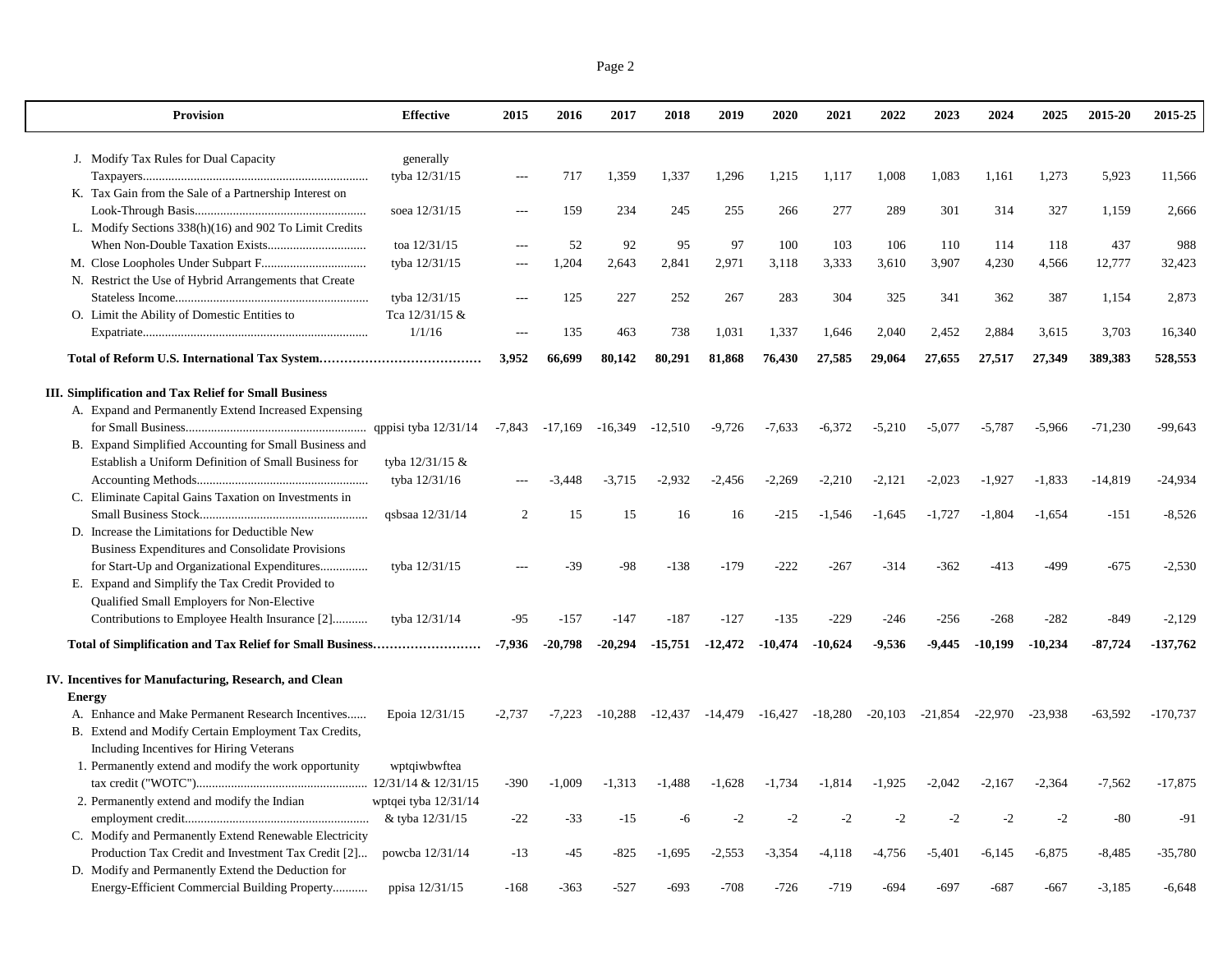| Provision | Effective | 2015 | 2016 | 2017 | 2018 | 2019 | 2020 | 2021 | 2022 | 2023 | 2024 | 2025 | 2015-20 | 2015-25 |
|---|---|---|---|---|---|---|---|---|---|---|---|---|---|---|
| J. Modify Tax Rules for Dual Capacity Taxpayers...................................................................... | generally tyba 12/31/15 | --- | 717 | 1,359 | 1,337 | 1,296 | 1,215 | 1,117 | 1,008 | 1,083 | 1,161 | 1,273 | 5,923 | 11,566 |
| K. Tax Gain from the Sale of a Partnership Interest on Look-Through Basis...................................................... | soea 12/31/15 | --- | 159 | 234 | 245 | 255 | 266 | 277 | 289 | 301 | 314 | 327 | 1,159 | 2,666 |
| L. Modify Sections 338(h)(16) and 902 To Limit Credits When Non-Double Taxation Exists............................... | toa 12/31/15 | --- | 52 | 92 | 95 | 97 | 100 | 103 | 106 | 110 | 114 | 118 | 437 | 988 |
| M. Close Loopholes Under Subpart F................................ | tyba 12/31/15 | --- | 1,204 | 2,643 | 2,841 | 2,971 | 3,118 | 3,333 | 3,610 | 3,907 | 4,230 | 4,566 | 12,777 | 32,423 |
| N. Restrict the Use of Hybrid Arrangements that Create Stateless Income............................................................ | tyba 12/31/15 | --- | 125 | 227 | 252 | 267 | 283 | 304 | 325 | 341 | 362 | 387 | 1,154 | 2,873 |
| O. Limit the Ability of Domestic Entities to Expatriate...................................................................... | Tca 12/31/15 & 1/1/16 | --- | 135 | 463 | 738 | 1,031 | 1,337 | 1,646 | 2,040 | 2,452 | 2,884 | 3,615 | 3,703 | 16,340 |
| **Total of Reform U.S. International Tax System……………………………………** | | **3,952** | **66,699** | **80,142** | **80,291** | **81,868** | **76,430** | **27,585** | **29,064** | **27,655** | **27,517** | **27,349** | **389,383** | **528,553** |
| **III. Simplification and Tax Relief for Small Business** | | | | | | | | | | | | | | |
| A. Expand and Permanently Extend Increased Expensing for Small Business......................................................... | qppisi tyba 12/31/14 | -7,843 | -17,169 | -16,349 | -12,510 | -9,726 | -7,633 | -6,372 | -5,210 | -5,077 | -5,787 | -5,966 | -71,230 | -99,643 |
| B. Expand Simplified Accounting for Small Business and Establish a Uniform Definition of Small Business for Accounting Methods..................................................... | tyba 12/31/15 & tyba 12/31/16 | --- | -3,448 | -3,715 | -2,932 | -2,456 | -2,269 | -2,210 | -2,121 | -2,023 | -1,927 | -1,833 | -14,819 | -24,934 |
| C. Eliminate Capital Gains Taxation on Investments in Small Business Stock..................................................... | qsbsaa 12/31/14 | 2 | 15 | 15 | 16 | 16 | -215 | -1,546 | -1,645 | -1,727 | -1,804 | -1,654 | -151 | -8,526 |
| D. Increase the Limitations for Deductible New Business Expenditures and Consolidate Provisions for Start-Up and Organizational Expenditures.............. | tyba 12/31/15 | --- | -39 | -98 | -138 | -179 | -222 | -267 | -314 | -362 | -413 | -499 | -675 | -2,530 |
| E. Expand and Simplify the Tax Credit Provided to Qualified Small Employers for Non-Elective Contributions to Employee Health Insurance [2]........... | tyba 12/31/14 | -95 | -157 | -147 | -187 | -127 | -135 | -229 | -246 | -256 | -268 | -282 | -849 | -2,129 |
| **Total of Simplification and Tax Relief for Small Business………………………** | | **-7,936** | **-20,798** | **-20,294** | **-15,751** | **-12,472** | **-10,474** | **-10,624** | **-9,536** | **-9,445** | **-10,199** | **-10,234** | **-87,724** | **-137,762** |
| **IV. Incentives for Manufacturing, Research, and Clean Energy** | | | | | | | | | | | | | | |
| A. Enhance and Make Permanent Research Incentives...... | Epoia 12/31/15 | -2,737 | -7,223 | -10,288 | -12,437 | -14,479 | -16,427 | -18,280 | -20,103 | -21,854 | -22,970 | -23,938 | -63,592 | -170,737 |
| B. Extend and Modify Certain Employment Tax Credits, Including Incentives for Hiring Veterans | | | | | | | | | | | | | | |
| 1. Permanently extend and modify the work opportunity tax credit ("WOTC")...................................................... | wptqiwbwftea 12/31/14 & 12/31/15 | -390 | -1,009 | -1,313 | -1,488 | -1,628 | -1,734 | -1,814 | -1,925 | -2,042 | -2,167 | -2,364 | -7,562 | -17,875 |
| 2. Permanently extend and modify the Indian employment credit.......................................................... | wptqei tyba 12/31/14 & tyba 12/31/15 | -22 | -33 | -15 | -6 | -2 | -2 | -2 | -2 | -2 | -2 | -2 | -80 | -91 |
| C. Modify and Permanently Extend Renewable Electricity Production Tax Credit and Investment Tax Credit [2]... | powcba 12/31/14 | -13 | -45 | -825 | -1,695 | -2,553 | -3,354 | -4,118 | -4,756 | -5,401 | -6,145 | -6,875 | -8,485 | -35,780 |
| D. Modify and Permanently Extend the Deduction for Energy-Efficient Commercial Building Property........... | ppisa 12/31/15 | -168 | -363 | -527 | -693 | -708 | -726 | -719 | -694 | -697 | -687 | -667 | -3,185 | -6,648 |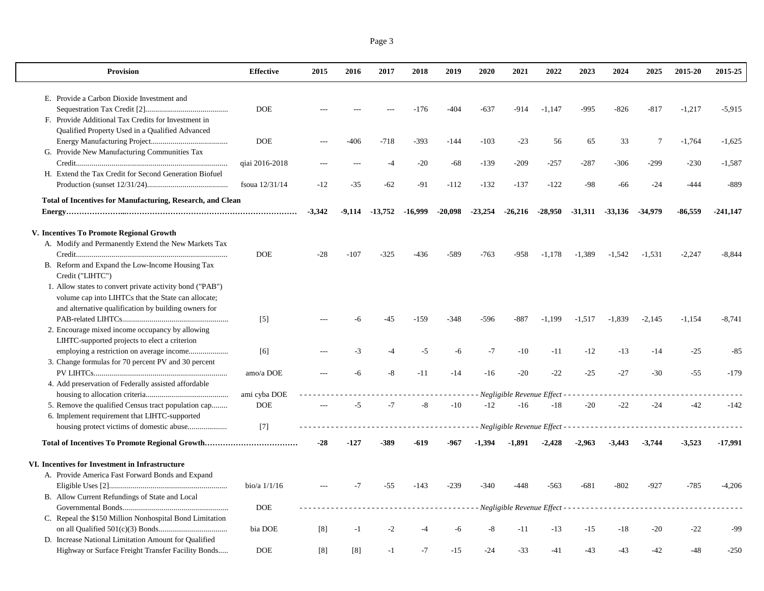| Provision | Effective | 2015 | 2016 | 2017 | 2018 | 2019 | 2020 | 2021 | 2022 | 2023 | 2024 | 2025 | 2015-20 | 2015-25 |
|---|---|---|---|---|---|---|---|---|---|---|---|---|---|---|
| E. Provide a Carbon Dioxide Investment and Sequestration Tax Credit [2] | DOE | --- | --- | --- | -176 | -404 | -637 | -914 | -1,147 | -995 | -826 | -817 | -1,217 | -5,915 |
| F. Provide Additional Tax Credits for Investment in Qualified Property Used in a Qualified Advanced Energy Manufacturing Project | DOE | --- | -406 | -718 | -393 | -144 | -103 | -23 | 56 | 65 | 33 | 7 | -1,764 | -1,625 |
| G. Provide New Manufacturing Communities Tax Credit | qiai 2016-2018 | --- | --- | -4 | -20 | -68 | -139 | -209 | -257 | -287 | -306 | -299 | -230 | -1,587 |
| H. Extend the Tax Credit for Second Generation Biofuel Production (sunset 12/31/24) | fsoua 12/31/14 | -12 | -35 | -62 | -91 | -112 | -132 | -137 | -122 | -98 | -66 | -24 | -444 | -889 |
| **Total of Incentives for Manufacturing, Research, and Clean Energy** | | **-3,342** | **-9,114** | **-13,752** | **-16,999** | **-20,098** | **-23,254** | **-26,216** | **-28,950** | **-31,311** | **-33,136** | **-34,979** | **-86,559** | **-241,147** |
| **V. Incentives To Promote Regional Growth** | | | | | | | | | | | | | | |
| A. Modify and Permanently Extend the New Markets Tax Credit | DOE | -28 | -107 | -325 | -436 | -589 | -763 | -958 | -1,178 | -1,389 | -1,542 | -1,531 | -2,247 | -8,844 |
| B. Reform and Expand the Low-Income Housing Tax Credit ("LIHTC") | | | | | | | | | | | | | | |
| 1. Allow states to convert private activity bond ("PAB") volume cap into LIHTCs that the State can allocate; and alternative qualification by building owners for PAB-related LIHTCs | [5] | --- | -6 | -45 | -159 | -348 | -596 | -887 | -1,199 | -1,517 | -1,839 | -2,145 | -1,154 | -8,741 |
| 2. Encourage mixed income occupancy by allowing LIHTC-supported projects to elect a criterion employing a restriction on average income | [6] | --- | -3 | -4 | -5 | -6 | -7 | -10 | -11 | -12 | -13 | -14 | -25 | -85 |
| 3. Change formulas for 70 percent PV and 30 percent PV LIHTCs | amo/a DOE | --- | -6 | -8 | -11 | -14 | -16 | -20 | -22 | -25 | -27 | -30 | -55 | -179 |
| 4. Add preservation of Federally assisted affordable housing to allocation criteria | ami cyba DOE | *Negligible Revenue Effect* | | | | | | | | | | | | |
| 5. Remove the qualified Census tract population cap | DOE | --- | -5 | -7 | -8 | -10 | -12 | -16 | -18 | -20 | -22 | -24 | -42 | -142 |
| 6. Implement requirement that LIHTC-supported housing protect victims of domestic abuse | [7] | *Negligible Revenue Effect* | | | | | | | | | | | | |
| **Total of Incentives To Promote Regional Growth** | | **-28** | **-127** | **-389** | **-619** | **-967** | **-1,394** | **-1,891** | **-2,428** | **-2,963** | **-3,443** | **-3,744** | **-3,523** | **-17,991** |
| **VI. Incentives for Investment in Infrastructure** | | | | | | | | | | | | | | |
| A. Provide America Fast Forward Bonds and Expand Eligible Uses [2] | bio/a 1/1/16 | --- | -7 | -55 | -143 | -239 | -340 | -448 | -563 | -681 | -802 | -927 | -785 | -4,206 |
| B. Allow Current Refundings of State and Local Governmental Bonds | DOE | *Negligible Revenue Effect* | | | | | | | | | | | | |
| C. Repeal the $150 Million Nonhospital Bond Limitation on all Qualified 501(c)(3) Bonds | bia DOE | [8] | -1 | -2 | -4 | -6 | -8 | -11 | -13 | -15 | -18 | -20 | -22 | -99 |
| D. Increase National Limitation Amount for Qualified Highway or Surface Freight Transfer Facility Bonds | DOE | [8] | [8] | -1 | -7 | -15 | -24 | -33 | -41 | -43 | -43 | -42 | -48 | -250 |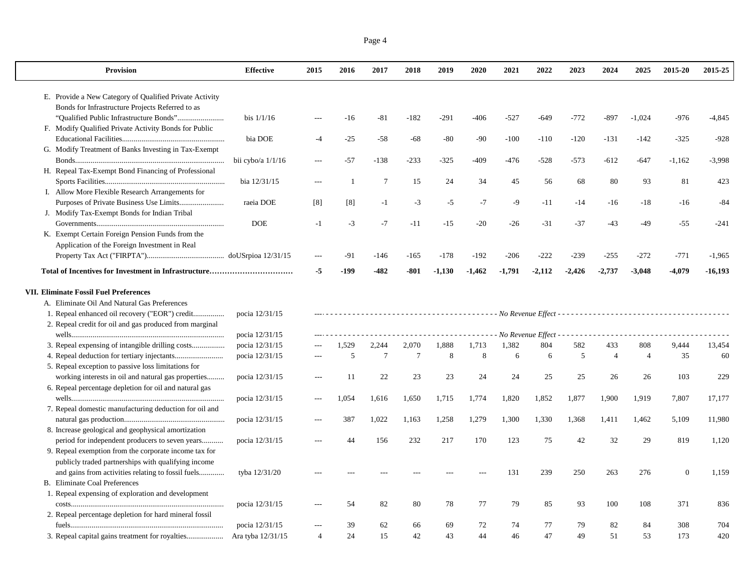| Provision | Effective | 2015 | 2016 | 2017 | 2018 | 2019 | 2020 | 2021 | 2022 | 2023 | 2024 | 2025 | 2015-20 | 2015-25 |
|---|---|---|---|---|---|---|---|---|---|---|---|---|---|---|
| E. Provide a New Category of Qualified Private Activity Bonds for Infrastructure Projects Referred to as "Qualified Public Infrastructure Bonds"........................ | bis 1/1/16 | --- | -16 | -81 | -182 | -291 | -406 | -527 | -649 | -772 | -897 | -1,024 | -976 | -4,845 |
| F. Modify Qualified Private Activity Bonds for Public Educational Facilities.................................................... | bia DOE | -4 | -25 | -58 | -68 | -80 | -90 | -100 | -110 | -120 | -131 | -142 | -325 | -928 |
| G. Modify Treatment of Banks Investing in Tax-Exempt Bonds............................................................................ | bii cybo/a 1/1/16 | --- | -57 | -138 | -233 | -325 | -409 | -476 | -528 | -573 | -612 | -647 | -1,162 | -3,998 |
| H. Repeal Tax-Exempt Bond Financing of Professional Sports Facilities............................................................. | bia 12/31/15 | --- | 1 | 7 | 15 | 24 | 34 | 45 | 56 | 68 | 80 | 93 | 81 | 423 |
| I. Allow More Flexible Research Arrangements for Purposes of Private Business Use Limits....................... | raeia DOE | [8] | [8] | -1 | -3 | -5 | -7 | -9 | -11 | -14 | -16 | -18 | -16 | -84 |
| J. Modify Tax-Exempt Bonds for Indian Tribal Governments................................................................. | DOE | -1 | -3 | -7 | -11 | -15 | -20 | -26 | -31 | -37 | -43 | -49 | -55 | -241 |
| K. Exempt Certain Foreign Pension Funds from the Application of the Foreign Investment in Real Property Tax Act ("FIRPTA")........................................ | doUSrpioa 12/31/15 | --- | -91 | -146 | -165 | -178 | -192 | -206 | -222 | -239 | -255 | -272 | -771 | -1,965 |
| **Total of Incentives for Investment in Infrastructure................................** | | **-5** | **-199** | **-482** | **-801** | **-1,130** | **-1,462** | **-1,791** | **-2,112** | **-2,426** | **-2,737** | **-3,048** | **-4,079** | **-16,193** |
| **VII. Eliminate Fossil Fuel Preferences** | | | | | | | | | | | | | | |
| A. Eliminate Oil And Natural Gas Preferences | | | | | | | | | | | | | | |
| 1. Repeal enhanced oil recovery ("EOR") credit................ | pocia 12/31/15 | | | | | | | *No Revenue Effect* | | | | | | |
| 2. Repeal credit for oil and gas produced from marginal wells............................................................................. | pocia 12/31/15 | | | | | | | *No Revenue Effect* | | | | | | |
| 3. Repeal expensing of intangible drilling costs................. | pocia 12/31/15 | --- | 1,529 | 2,244 | 2,070 | 1,888 | 1,713 | 1,382 | 804 | 582 | 433 | 808 | 9,444 | 13,454 |
| 4. Repeal deduction for tertiary injectants......................... | pocia 12/31/15 | --- | 5 | 7 | 7 | 8 | 8 | 6 | 6 | 5 | 4 | 4 | 35 | 60 |
| 5. Repeal exception to passive loss limitations for working interests in oil and natural gas properties......... | pocia 12/31/15 | --- | 11 | 22 | 23 | 23 | 24 | 24 | 25 | 25 | 26 | 26 | 103 | 229 |
| 6. Repeal percentage depletion for oil and natural gas wells.............................................................................. | pocia 12/31/15 | --- | 1,054 | 1,616 | 1,650 | 1,715 | 1,774 | 1,820 | 1,852 | 1,877 | 1,900 | 1,919 | 7,807 | 17,177 |
| 7. Repeal domestic manufacturing deduction for oil and natural gas production.................................................... | pocia 12/31/15 | --- | 387 | 1,022 | 1,163 | 1,258 | 1,279 | 1,300 | 1,330 | 1,368 | 1,411 | 1,462 | 5,109 | 11,980 |
| 8. Increase geological and geophysical amortization period for independent producers to seven years........... | pocia 12/31/15 | --- | 44 | 156 | 232 | 217 | 170 | 123 | 75 | 42 | 32 | 29 | 819 | 1,120 |
| 9. Repeal exemption from the corporate income tax for publicly traded partnerships with qualifying income and gains from activities relating to fossil fuels............ | tyba 12/31/20 | --- | --- | --- | --- | --- | --- | 131 | 239 | 250 | 263 | 276 | 0 | 1,159 |
| B. Eliminate Coal Preferences | | | | | | | | | | | | | | |
| 1. Repeal expensing of exploration and development costs............................................................................... | pocia 12/31/15 | --- | 54 | 82 | 80 | 78 | 77 | 79 | 85 | 93 | 100 | 108 | 371 | 836 |
| 2. Repeal percentage depletion for hard mineral fossil fuels............................................................................... | pocia 12/31/15 | --- | 39 | 62 | 66 | 69 | 72 | 74 | 77 | 79 | 82 | 84 | 308 | 704 |
| 3. Repeal capital gains treatment for royalties................... | Ara tyba 12/31/15 | 4 | 24 | 15 | 42 | 43 | 44 | 46 | 47 | 49 | 51 | 53 | 173 | 420 |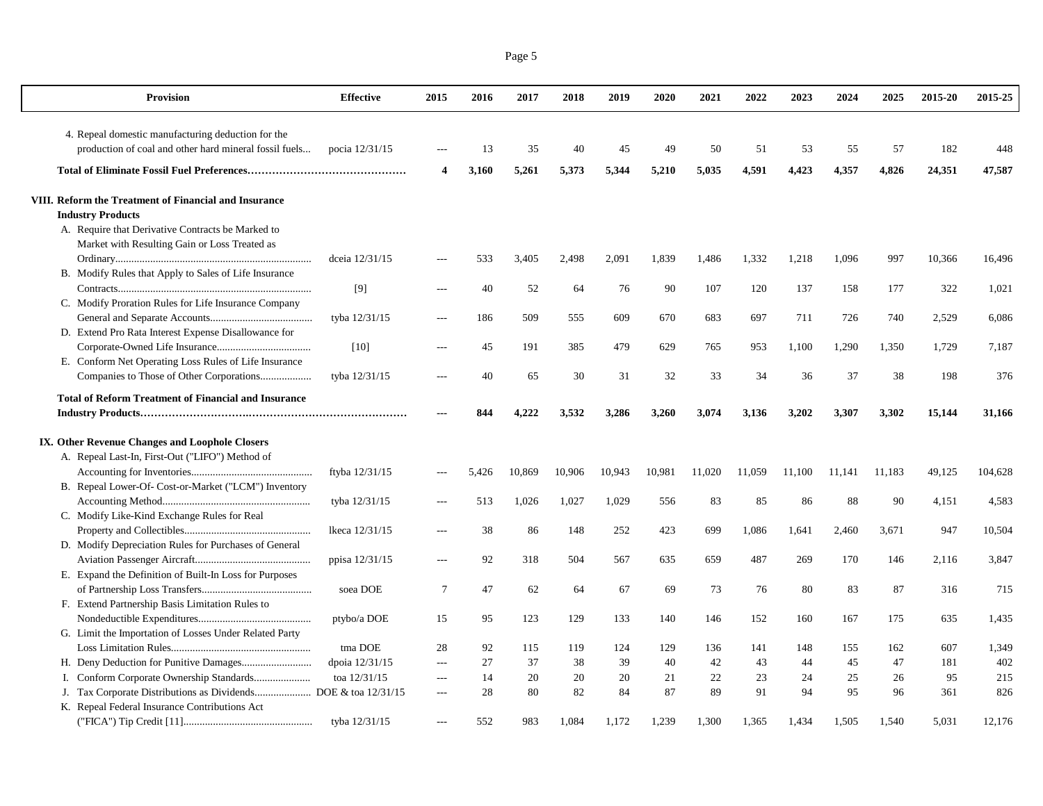| Provision | Effective | 2015 | 2016 | 2017 | 2018 | 2019 | 2020 | 2021 | 2022 | 2023 | 2024 | 2025 | 2015-20 | 2015-25 |
|---|---|---|---|---|---|---|---|---|---|---|---|---|---|---|
| 4. Repeal domestic manufacturing deduction for the production of coal and other hard mineral fossil fuels... | pocia 12/31/15 | --- | 13 | 35 | 40 | 45 | 49 | 50 | 51 | 53 | 55 | 57 | 182 | 448 |
| **Total of Eliminate Fossil Fuel Preferences..........................................** | | **4** | **3,160** | **5,261** | **5,373** | **5,344** | **5,210** | **5,035** | **4,591** | **4,423** | **4,357** | **4,826** | **24,351** | **47,587** |
| **VIII. Reform the Treatment of Financial and Insurance Industry Products** | | | | | | | | | | | | | | |
| A. Require that Derivative Contracts be Marked to Market with Resulting Gain or Loss Treated as Ordinary.......................................................................... | dceia 12/31/15 | --- | 533 | 3,405 | 2,498 | 2,091 | 1,839 | 1,486 | 1,332 | 1,218 | 1,096 | 997 | 10,366 | 16,496 |
| B. Modify Rules that Apply to Sales of Life Insurance Contracts...................................................................... | [9] | --- | 40 | 52 | 64 | 76 | 90 | 107 | 120 | 137 | 158 | 177 | 322 | 1,021 |
| C. Modify Proration Rules for Life Insurance Company General and Separate Accounts...................................... | tyba 12/31/15 | --- | 186 | 509 | 555 | 609 | 670 | 683 | 697 | 711 | 726 | 740 | 2,529 | 6,086 |
| D. Extend Pro Rata Interest Expense Disallowance for Corporate-Owned Life Insurance................................... | [10] | --- | 45 | 191 | 385 | 479 | 629 | 765 | 953 | 1,100 | 1,290 | 1,350 | 1,729 | 7,187 |
| E. Conform Net Operating Loss Rules of Life Insurance Companies to Those of Other Corporations.................. | tyba 12/31/15 | --- | 40 | 65 | 30 | 31 | 32 | 33 | 34 | 36 | 37 | 38 | 198 | 376 |
| **Total of Reform Treatment of Financial and Insurance Industry Products..........................................................................** | | **---** | **844** | **4,222** | **3,532** | **3,286** | **3,260** | **3,074** | **3,136** | **3,202** | **3,307** | **3,302** | **15,144** | **31,166** |
| **IX. Other Revenue Changes and Loophole Closers** | | | | | | | | | | | | | | |
| A. Repeal Last-In, First-Out ("LIFO") Method of Accounting for Inventories............................................ | ftyba 12/31/15 | --- | 5,426 | 10,869 | 10,906 | 10,943 | 10,981 | 11,020 | 11,059 | 11,100 | 11,141 | 11,183 | 49,125 | 104,628 |
| B. Repeal Lower-Of- Cost-or-Market ("LCM") Inventory Accounting Method...................................................... | tyba 12/31/15 | --- | 513 | 1,026 | 1,027 | 1,029 | 556 | 83 | 85 | 86 | 88 | 90 | 4,151 | 4,583 |
| C. Modify Like-Kind Exchange Rules for Real Property and Collectibles.............................................. | lkeca 12/31/15 | --- | 38 | 86 | 148 | 252 | 423 | 699 | 1,086 | 1,641 | 2,460 | 3,671 | 947 | 10,504 |
| D. Modify Depreciation Rules for Purchases of General Aviation Passenger Aircraft.......................................... | ppisa 12/31/15 | --- | 92 | 318 | 504 | 567 | 635 | 659 | 487 | 269 | 170 | 146 | 2,116 | 3,847 |
| E. Expand the Definition of Built-In Loss for Purposes of Partnership Loss Transfers......................................... | soea DOE | 7 | 47 | 62 | 64 | 67 | 69 | 73 | 76 | 80 | 83 | 87 | 316 | 715 |
| F. Extend Partnership Basis Limitation Rules to Nondeductible Expenditures.......................................... | ptybo/a DOE | 15 | 95 | 123 | 129 | 133 | 140 | 146 | 152 | 160 | 167 | 175 | 635 | 1,435 |
| G. Limit the Importation of Losses Under Related Party Loss Limitation Rules.................................................... | tma DOE | 28 | 92 | 115 | 119 | 124 | 129 | 136 | 141 | 148 | 155 | 162 | 607 | 1,349 |
| H. Deny Deduction for Punitive Damages.......................... | dpoia 12/31/15 | --- | 27 | 37 | 38 | 39 | 40 | 42 | 43 | 44 | 45 | 47 | 181 | 402 |
| I. Conform Corporate Ownership Standards..................... | toa 12/31/15 | --- | 14 | 20 | 20 | 20 | 21 | 22 | 23 | 24 | 25 | 26 | 95 | 215 |
| J. Tax Corporate Distributions as Dividends..................... | DOE & toa 12/31/15 | --- | 28 | 80 | 82 | 84 | 87 | 89 | 91 | 94 | 95 | 96 | 361 | 826 |
| K. Repeal Federal Insurance Contributions Act ("FICA") Tip Credit [11]................................................ | tyba 12/31/15 | --- | 552 | 983 | 1,084 | 1,172 | 1,239 | 1,300 | 1,365 | 1,434 | 1,505 | 1,540 | 5,031 | 12,176 |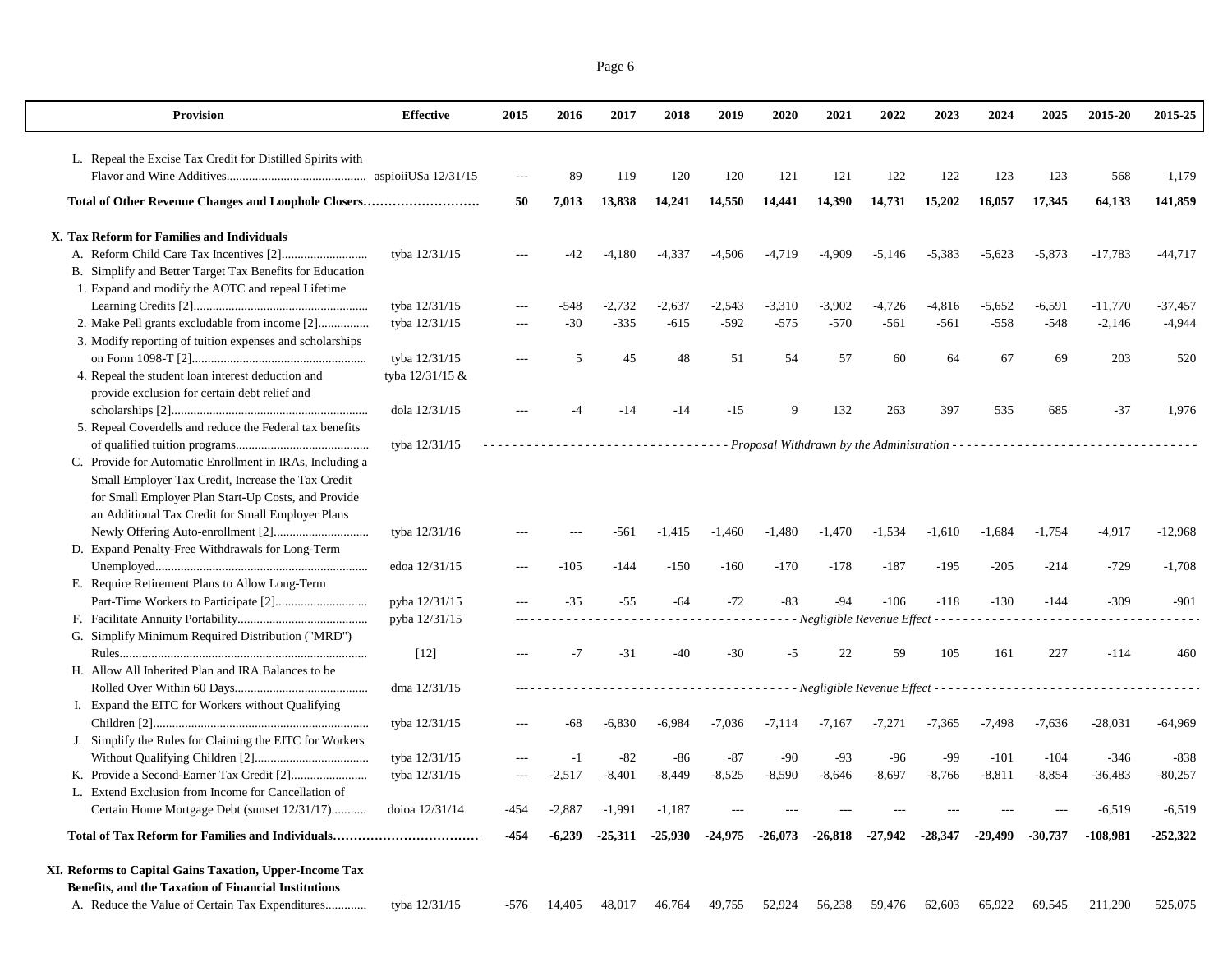| Provision | Effective | 2015 | 2016 | 2017 | 2018 | 2019 | 2020 | 2021 | 2022 | 2023 | 2024 | 2025 | 2015-20 | 2015-25 |
|---|---|---|---|---|---|---|---|---|---|---|---|---|---|---|
| L. Repeal the Excise Tax Credit for Distilled Spirits with Flavor and Wine Additives........................................... | aspioiiUSa 12/31/15 | --- | 89 | 119 | 120 | 120 | 121 | 121 | 122 | 122 | 123 | 123 | 568 | 1,179 |
| **Total of Other Revenue Changes and Loophole Closers……………………….** | | **50** | **7,013** | **13,838** | **14,241** | **14,550** | **14,441** | **14,390** | **14,731** | **15,202** | **16,057** | **17,345** | **64,133** | **141,859** |
| **X. Tax Reform for Families and Individuals** | | | | | | | | | | | | | | |
| A. Reform Child Care Tax Incentives [2].......................... | tyba 12/31/15 | --- | -42 | -4,180 | -4,337 | -4,506 | -4,719 | -4,909 | -5,146 | -5,383 | -5,623 | -5,873 | -17,783 | -44,717 |
| B. Simplify and Better Target Tax Benefits for Education | | | | | | | | | | | | | | |
| 1. Expand and modify the AOTC and repeal Lifetime Learning Credits [2]....................................................... | tyba 12/31/15 | --- | -548 | -2,732 | -2,637 | -2,543 | -3,310 | -3,902 | -4,726 | -4,816 | -5,652 | -6,591 | -11,770 | -37,457 |
| 2. Make Pell grants excludable from income [2]................ | tyba 12/31/15 | --- | -30 | -335 | -615 | -592 | -575 | -570 | -561 | -561 | -558 | -548 | -2,146 | -4,944 |
| 3. Modify reporting of tuition expenses and scholarships on Form 1098-T [2]....................................................... | tyba 12/31/15 | --- | 5 | 45 | 48 | 51 | 54 | 57 | 60 | 64 | 67 | 69 | 203 | 520 |
| 4. Repeal the student loan interest deduction and provide exclusion for certain debt relief and scholarships [2].............................................................. | tyba 12/31/15 & dola 12/31/15 | --- | -4 | -14 | -14 | -15 | 9 | 132 | 263 | 397 | 535 | 685 | -37 | 1,976 |
| 5. Repeal Coverdells and reduce the Federal tax benefits of qualified tuition programs.......................................... | tyba 12/31/15 | - - - - - - - - - - - - - - - - - *Proposal Withdrawn by the Administration* - - - - - - - - - - - - - - - - - | | | | | | | | | | | | |
| C. Provide for Automatic Enrollment in IRAs, Including a Small Employer Tax Credit, Increase the Tax Credit for Small Employer Plan Start-Up Costs, and Provide an Additional Tax Credit for Small Employer Plans Newly Offering Auto-enrollment [2]............................. | tyba 12/31/16 | --- | --- | -561 | -1,415 | -1,460 | -1,480 | -1,470 | -1,534 | -1,610 | -1,684 | -1,754 | -4,917 | -12,968 |
| D. Expand Penalty-Free Withdrawals for Long-Term Unemployed................................................................... | edoa 12/31/15 | --- | -105 | -144 | -150 | -160 | -170 | -178 | -187 | -195 | -205 | -214 | -729 | -1,708 |
| E. Require Retirement Plans to Allow Long-Term Part-Time Workers to Participate [2]............................ | pyba 12/31/15 | --- | -35 | -55 | -64 | -72 | -83 | -94 | -106 | -118 | -130 | -144 | -309 | -901 |
| F. Facilitate Annuity Portability......................................... | pyba 12/31/15 | - - - - - - - - - - - - - - - - - - - - *Negligible Revenue Effect* - - - - - - - - - - - - - - - - - - - - | | | | | | | | | | | | |
| G. Simplify Minimum Required Distribution ("MRD") Rules.............................................................................. | [12] | --- | -7 | -31 | -40 | -30 | -5 | 22 | 59 | 105 | 161 | 227 | -114 | 460 |
| H. Allow All Inherited Plan and IRA Balances to be Rolled Over Within 60 Days.......................................... | dma 12/31/15 | - - - - - - - - - - - - - - - - - - - - *Negligible Revenue Effect* - - - - - - - - - - - - - - - - - - - - | | | | | | | | | | | | |
| I. Expand the EITC for Workers without Qualifying Children [2].................................................................... | tyba 12/31/15 | --- | -68 | -6,830 | -6,984 | -7,036 | -7,114 | -7,167 | -7,271 | -7,365 | -7,498 | -7,636 | -28,031 | -64,969 |
| J. Simplify the Rules for Claiming the EITC for Workers Without Qualifying Children [2].................................... | tyba 12/31/15 | --- | -1 | -82 | -86 | -87 | -90 | -93 | -96 | -99 | -101 | -104 | -346 | -838 |
| K. Provide a Second-Earner Tax Credit [2]........................ | tyba 12/31/15 | --- | -2,517 | -8,401 | -8,449 | -8,525 | -8,590 | -8,646 | -8,697 | -8,766 | -8,811 | -8,854 | -36,483 | -80,257 |
| L. Extend Exclusion from Income for Cancellation of Certain Home Mortgage Debt (sunset 12/31/17)........... | doioa 12/31/14 | -454 | -2,887 | -1,991 | -1,187 | --- | --- | --- | --- | --- | --- | --- | -6,519 | -6,519 |
| **Total of Tax Reform for Families and Individuals……………………………** | | **-454** | **-6,239** | **-25,311** | **-25,930** | **-24,975** | **-26,073** | **-26,818** | **-27,942** | **-28,347** | **-29,499** | **-30,737** | **-108,981** | **-252,322** |
| **XI. Reforms to Capital Gains Taxation, Upper-Income Tax Benefits, and the Taxation of Financial Institutions** | | | | | | | | | | | | | | |
| A. Reduce the Value of Certain Tax Expenditures............. | tyba 12/31/15 | -576 | 14,405 | 48,017 | 46,764 | 49,755 | 52,924 | 56,238 | 59,476 | 62,603 | 65,922 | 69,545 | 211,290 | 525,075 |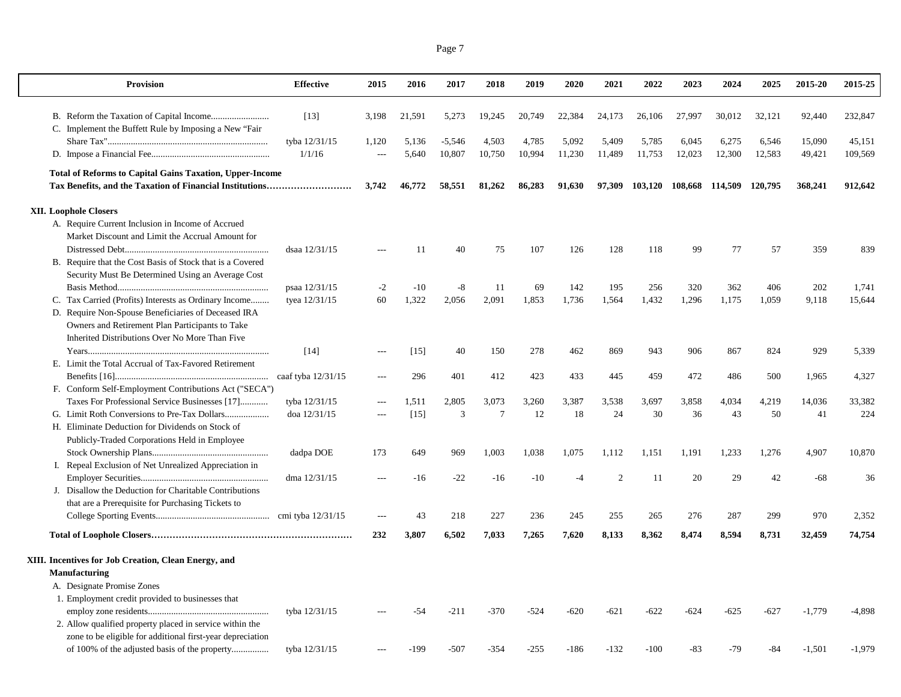| Provision | Effective | 2015 | 2016 | 2017 | 2018 | 2019 | 2020 | 2021 | 2022 | 2023 | 2024 | 2025 | 2015-20 | 2015-25 |
|---|---|---|---|---|---|---|---|---|---|---|---|---|---|---|
| B. Reform the Taxation of Capital Income......................... | [13] | 3,198 | 21,591 | 5,273 | 19,245 | 20,749 | 22,384 | 24,173 | 26,106 | 27,997 | 30,012 | 32,121 | 92,440 | 232,847 |
| C. Implement the Buffett Rule by Imposing a New "Fair Share Tax"..................................................................... | tyba 12/31/15 | 1,120 | 5,136 | -5,546 | 4,503 | 4,785 | 5,092 | 5,409 | 5,785 | 6,045 | 6,275 | 6,546 | 15,090 | 45,151 |
| D. Impose a Financial Fee.................................................. | 1/1/16 | --- | 5,640 | 10,807 | 10,750 | 10,994 | 11,230 | 11,489 | 11,753 | 12,023 | 12,300 | 12,583 | 49,421 | 109,569 |
| **Total of Reforms to Capital Gains Taxation, Upper-Income Tax Benefits, and the Taxation of Financial Institutions..........................** | | **3,742** | **46,772** | **58,551** | **81,262** | **86,283** | **91,630** | **97,309** | **103,120** | **108,668** | **114,509** | **120,795** | **368,241** | **912,642** |
| **XII. Loophole Closers** | | | | | | | | | | | | | | |
| A. Require Current Inclusion in Income of Accrued Market Discount and Limit the Accrual Amount for Distressed Debt............................................................. | dsaa 12/31/15 | --- | 11 | 40 | 75 | 107 | 126 | 128 | 118 | 99 | 77 | 57 | 359 | 839 |
| B. Require that the Cost Basis of Stock that is a Covered Security Must Be Determined Using an Average Cost Basis Method................................................................ | psaa 12/31/15 | -2 | -10 | -8 | 11 | 69 | 142 | 195 | 256 | 320 | 362 | 406 | 202 | 1,741 |
| C. Tax Carried (Profits) Interests as Ordinary Income........ | tyea 12/31/15 | 60 | 1,322 | 2,056 | 2,091 | 1,853 | 1,736 | 1,564 | 1,432 | 1,296 | 1,175 | 1,059 | 9,118 | 15,644 |
| D. Require Non-Spouse Beneficiaries of Deceased IRA Owners and Retirement Plan Participants to Take Inherited Distributions Over No More Than Five Years............................................................................. | [14] | --- | [15] | 40 | 150 | 278 | 462 | 869 | 943 | 906 | 867 | 824 | 929 | 5,339 |
| E. Limit the Total Accrual of Tax-Favored Retirement Benefits [16]................................................................. | caaf tyba 12/31/15 | --- | 296 | 401 | 412 | 423 | 433 | 445 | 459 | 472 | 486 | 500 | 1,965 | 4,327 |
| F. Conform Self-Employment Contributions Act ("SECA") Taxes For Professional Service Businesses [17]........... | tyba 12/31/15 | --- | 1,511 | 2,805 | 3,073 | 3,260 | 3,387 | 3,538 | 3,697 | 3,858 | 4,034 | 4,219 | 14,036 | 33,382 |
| G. Limit Roth Conversions to Pre-Tax Dollars.................. | doa 12/31/15 | --- | [15] | 3 | 7 | 12 | 18 | 24 | 30 | 36 | 43 | 50 | 41 | 224 |
| H. Eliminate Deduction for Dividends on Stock of Publicly-Traded Corporations Held in Employee Stock Ownership Plans.................................................. | dadpa DOE | 173 | 649 | 969 | 1,003 | 1,038 | 1,075 | 1,112 | 1,151 | 1,191 | 1,233 | 1,276 | 4,907 | 10,870 |
| I. Repeal Exclusion of Net Unrealized Appreciation in Employer Securities....................................................... | dma 12/31/15 | --- | -16 | -22 | -16 | -10 | -4 | 2 | 11 | 20 | 29 | 42 | -68 | 36 |
| J. Disallow the Deduction for Charitable Contributions that are a Prerequisite for Purchasing Tickets to College Sporting Events................................................ | cmi tyba 12/31/15 | --- | 43 | 218 | 227 | 236 | 245 | 255 | 265 | 276 | 287 | 299 | 970 | 2,352 |
| **Total of Loophole Closers.................................................................** | | **232** | **3,807** | **6,502** | **7,033** | **7,265** | **7,620** | **8,133** | **8,362** | **8,474** | **8,594** | **8,731** | **32,459** | **74,754** |
| **XIII. Incentives for Job Creation, Clean Energy, and Manufacturing** | | | | | | | | | | | | | | |
| A. Designate Promise Zones | | | | | | | | | | | | | | |
| 1. Employment credit provided to businesses that employ zone residents.................................................... | tyba 12/31/15 | --- | -54 | -211 | -370 | -524 | -620 | -621 | -622 | -624 | -625 | -627 | -1,779 | -4,898 |
| 2. Allow qualified property placed in service within the zone to be eligible for additional first-year depreciation of 100% of the adjusted basis of the property................ | tyba 12/31/15 | --- | -199 | -507 | -354 | -255 | -186 | -132 | -100 | -83 | -79 | -84 | -1,501 | -1,979 |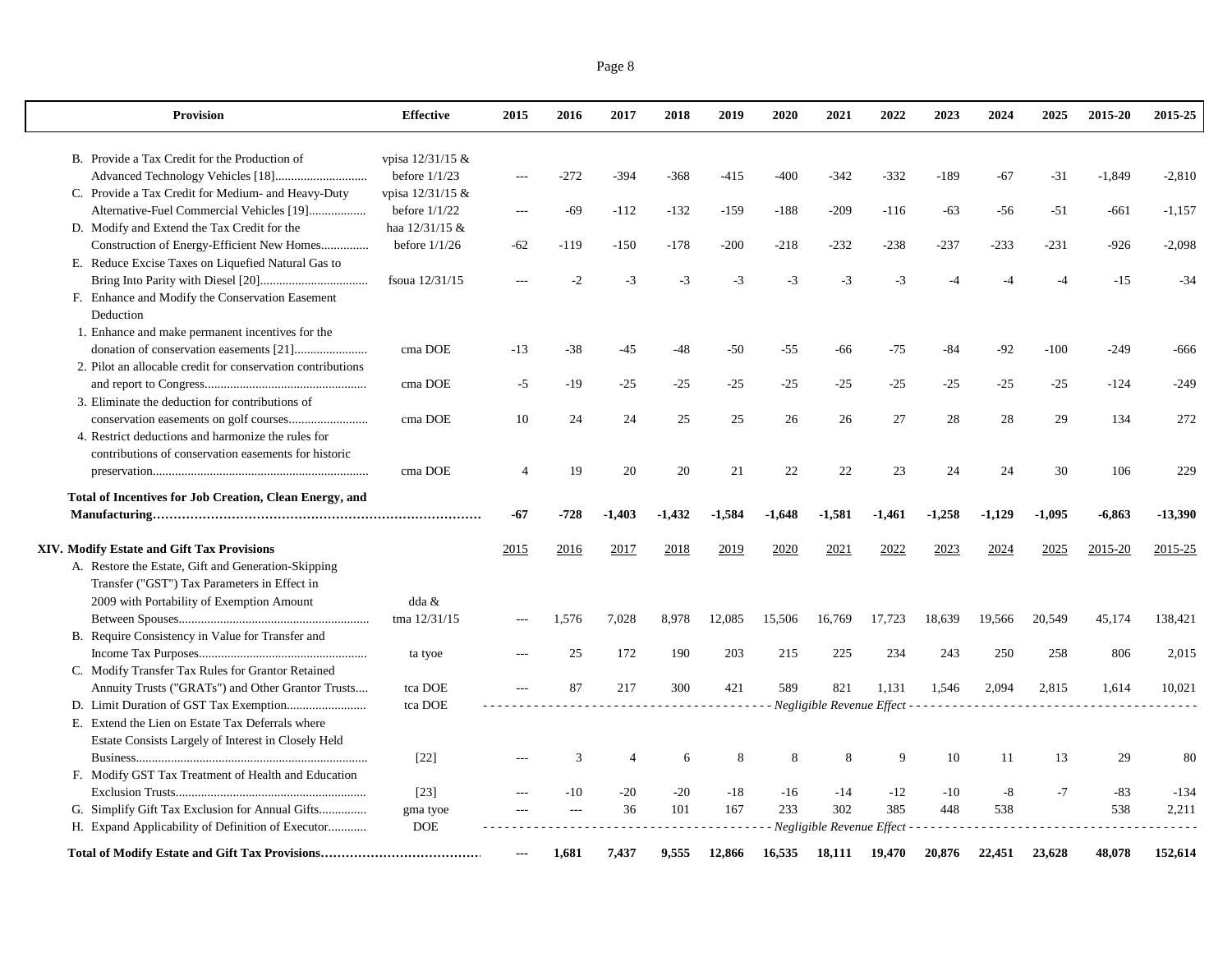| Provision | Effective | 2015 | 2016 | 2017 | 2018 | 2019 | 2020 | 2021 | 2022 | 2023 | 2024 | 2025 | 2015-20 | 2015-25 |
|---|---|---|---|---|---|---|---|---|---|---|---|---|---|---|
| B. Provide a Tax Credit for the Production of Advanced Technology Vehicles [18]............................ | vpisa 12/31/15 & before 1/1/23 | --- | -272 | -394 | -368 | -415 | -400 | -342 | -332 | -189 | -67 | -31 | -1,849 | -2,810 |
| C. Provide a Tax Credit for Medium- and Heavy-Duty Alternative-Fuel Commercial Vehicles [19]................. | vpisa 12/31/15 & before 1/1/22 | --- | -69 | -112 | -132 | -159 | -188 | -209 | -116 | -63 | -56 | -51 | -661 | -1,157 |
| D. Modify and Extend the Tax Credit for the Construction of Energy-Efficient New Homes.............. | haa 12/31/15 & before 1/1/26 | -62 | -119 | -150 | -178 | -200 | -218 | -232 | -238 | -237 | -233 | -231 | -926 | -2,098 |
| E. Reduce Excise Taxes on Liquefied Natural Gas to Bring Into Parity with Diesel [20]................................. | fsoua 12/31/15 | --- | -2 | -3 | -3 | -3 | -3 | -3 | -3 | -4 | -4 | -4 | -15 | -34 |
| F. Enhance and Modify the Conservation Easement Deduction | | | | | | | | | | | | | | |
| 1. Enhance and make permanent incentives for the donation of conservation easements [21]...................... | cma DOE | -13 | -38 | -45 | -48 | -50 | -55 | -66 | -75 | -84 | -92 | -100 | -249 | -666 |
| 2. Pilot an allocable credit for conservation contributions and report to Congress.................................................. | cma DOE | -5 | -19 | -25 | -25 | -25 | -25 | -25 | -25 | -25 | -25 | -25 | -124 | -249 |
| 3. Eliminate the deduction for contributions of conservation easements on golf courses......................... | cma DOE | 10 | 24 | 24 | 25 | 25 | 26 | 26 | 27 | 28 | 28 | 29 | 134 | 272 |
| 4. Restrict deductions and harmonize the rules for contributions of conservation easements for historic preservation................................................................... | cma DOE | 4 | 19 | 20 | 20 | 21 | 22 | 22 | 23 | 24 | 24 | 30 | 106 | 229 |
| **Total of Incentives for Job Creation, Clean Energy, and Manufacturing**……………………………………………………………… | | **-67** | **-728** | **-1,403** | **-1,432** | **-1,584** | **-1,648** | **-1,581** | **-1,461** | **-1,258** | **-1,129** | **-1,095** | **-6,863** | **-13,390** |
| **XIV. Modify Estate and Gift Tax Provisions** | | 2015 | 2016 | 2017 | 2018 | 2019 | 2020 | 2021 | 2022 | 2023 | 2024 | 2025 | 2015-20 | 2015-25 |
| A. Restore the Estate, Gift and Generation-Skipping Transfer ("GST") Tax Parameters in Effect in 2009 with Portability of Exemption Amount Between Spouses............................................................ | dda & tma 12/31/15 | --- | 1,576 | 7,028 | 8,978 | 12,085 | 15,506 | 16,769 | 17,723 | 18,639 | 19,566 | 20,549 | 45,174 | 138,421 |
| B. Require Consistency in Value for Transfer and Income Tax Purposes..................................................... | ta tyoe | --- | 25 | 172 | 190 | 203 | 215 | 225 | 234 | 243 | 250 | 258 | 806 | 2,015 |
| C. Modify Transfer Tax Rules for Grantor Retained Annuity Trusts ("GRATs") and Other Grantor Trusts.... | tca DOE | --- | 87 | 217 | 300 | 421 | 589 | 821 | 1,131 | 1,546 | 2,094 | 2,815 | 1,614 | 10,021 |
| D. Limit Duration of GST Tax Exemption......................... | tca DOE | *Negligible Revenue Effect* | | | | | | | | | | | | |
| E. Extend the Lien on Estate Tax Deferrals where Estate Consists Largely of Interest in Closely Held Business......................................................................... | [22] | --- | 3 | 4 | 6 | 8 | 8 | 8 | 9 | 10 | 11 | 13 | 29 | 80 |
| F. Modify GST Tax Treatment of Health and Education Exclusion Trusts............................................................ | [23] | --- | -10 | -20 | -20 | -18 | -16 | -14 | -12 | -10 | -8 | -7 | -83 | -134 |
| G. Simplify Gift Tax Exclusion for Annual Gifts.............. | gma tyoe | --- | --- | 36 | 101 | 167 | 233 | 302 | 385 | 448 | 538 | | 538 | 2,211 |
| H. Expand Applicability of Definition of Executor............ | DOE | *Negligible Revenue Effect* | | | | | | | | | | | | |
| **Total of Modify Estate and Gift Tax Provisions**………………………………. | | **---** | **1,681** | **7,437** | **9,555** | **12,866** | **16,535** | **18,111** | **19,470** | **20,876** | **22,451** | **23,628** | **48,078** | **152,614** |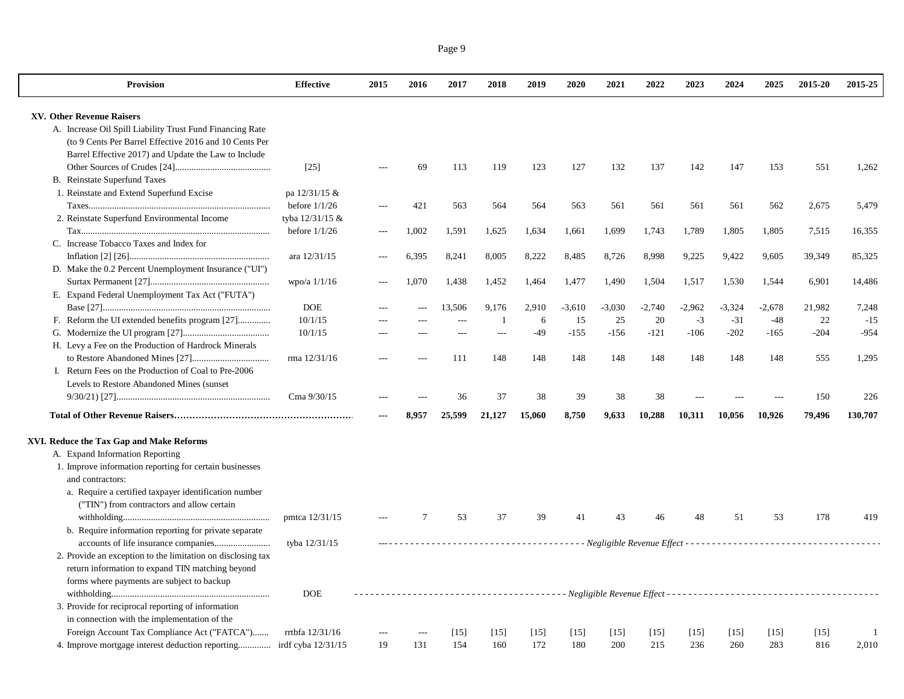| Provision | Effective | 2015 | 2016 | 2017 | 2018 | 2019 | 2020 | 2021 | 2022 | 2023 | 2024 | 2025 | 2015-20 | 2015-25 |
|---|---|---|---|---|---|---|---|---|---|---|---|---|---|---|
| **XV. Other Revenue Raisers** | | | | | | | | | | | | | | |
| A. Increase Oil Spill Liability Trust Fund Financing Rate (to 9 Cents Per Barrel Effective 2016 and 10 Cents Per Barrel Effective 2017) and Update the Law to Include Other Sources of Crudes [24] | [25] | --- | 69 | 113 | 119 | 123 | 127 | 132 | 137 | 142 | 147 | 153 | 551 | 1,262 |
| B. Reinstate Superfund Taxes | | | | | | | | | | | | | | |
| 1. Reinstate and Extend Superfund Excise Taxes | pa 12/31/15 & before 1/1/26 | --- | 421 | 563 | 564 | 564 | 563 | 561 | 561 | 561 | 561 | 562 | 2,675 | 5,479 |
| 2. Reinstate Superfund Environmental Income Tax | tyba 12/31/15 & before 1/1/26 | --- | 1,002 | 1,591 | 1,625 | 1,634 | 1,661 | 1,699 | 1,743 | 1,789 | 1,805 | 1,805 | 7,515 | 16,355 |
| C. Increase Tobacco Taxes and Index for Inflation [2] [26] | ara 12/31/15 | --- | 6,395 | 8,241 | 8,005 | 8,222 | 8,485 | 8,726 | 8,998 | 9,225 | 9,422 | 9,605 | 39,349 | 85,325 |
| D. Make the 0.2 Percent Unemployment Insurance ("UI") Surtax Permanent [27] | wpo/a 1/1/16 | --- | 1,070 | 1,438 | 1,452 | 1,464 | 1,477 | 1,490 | 1,504 | 1,517 | 1,530 | 1,544 | 6,901 | 14,486 |
| E. Expand Federal Unemployment Tax Act ("FUTA") Base [27] | DOE | --- | --- | 13,506 | 9,176 | 2,910 | -3,610 | -3,030 | -2,740 | -2,962 | -3,324 | -2,678 | 21,982 | 7,248 |
| F. Reform the UI extended benefits program [27] | 10/1/15 | --- | --- | --- | 1 | 6 | 15 | 25 | 20 | -3 | -31 | -48 | 22 | -15 |
| G. Modernize the UI program [27] | 10/1/15 | --- | --- | --- | --- | -49 | -155 | -156 | -121 | -106 | -202 | -165 | -204 | -954 |
| H. Levy a Fee on the Production of Hardrock Minerals to Restore Abandoned Mines [27] | rma 12/31/16 | --- | --- | 111 | 148 | 148 | 148 | 148 | 148 | 148 | 148 | 148 | 555 | 1,295 |
| I. Return Fees on the Production of Coal to Pre-2006 Levels to Restore Abandoned Mines (sunset 9/30/21) [27] | Cma 9/30/15 | --- | --- | 36 | 37 | 38 | 39 | 38 | 38 | --- | --- | --- | 150 | 226 |
| **Total of Other Revenue Raisers** | | **---** | **8,957** | **25,599** | **21,127** | **15,060** | **8,750** | **9,633** | **10,288** | **10,311** | **10,056** | **10,926** | **79,496** | **130,707** |
| **XVI. Reduce the Tax Gap and Make Reforms** | | | | | | | | | | | | | | |
| A. Expand Information Reporting | | | | | | | | | | | | | | |
| 1. Improve information reporting for certain businesses and contractors: | | | | | | | | | | | | | | |
| a. Require a certified taxpayer identification number ("TIN") from contractors and allow certain withholding | pmtca 12/31/15 | --- | 7 | 53 | 37 | 39 | 41 | 43 | 46 | 48 | 51 | 53 | 178 | 419 |
| b. Require information reporting for private separate accounts of life insurance companies | tyba 12/31/15 | *Negligible Revenue Effect* | | | | | | | | | | | | |
| 2. Provide an exception to the limitation on disclosing tax return information to expand TIN matching beyond forms where payments are subject to backup withholding | DOE | *Negligible Revenue Effect* | | | | | | | | | | | | |
| 3. Provide for reciprocal reporting of information in connection with the implementation of the Foreign Account Tax Compliance Act ("FATCA") | rrtbfa 12/31/16 | --- | --- | [15] | [15] | [15] | [15] | [15] | [15] | [15] | [15] | [15] | [15] | 1 |
| 4. Improve mortgage interest deduction reporting | irdf cyba 12/31/15 | 19 | 131 | 154 | 160 | 172 | 180 | 200 | 215 | 236 | 260 | 283 | 816 | 2,010 |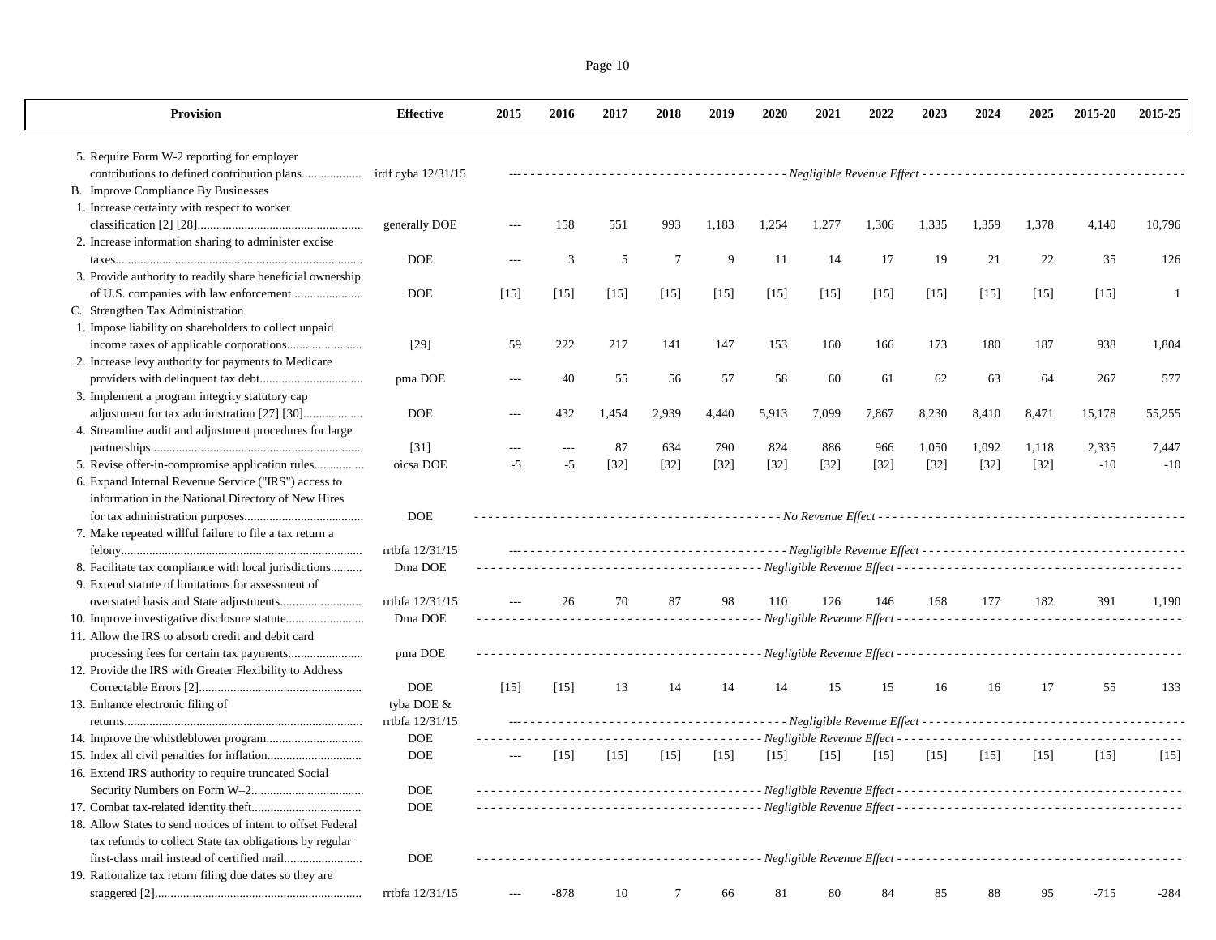| Provision | Effective | 2015 | 2016 | 2017 | 2018 | 2019 | 2020 | 2021 | 2022 | 2023 | 2024 | 2025 | 2015-20 | 2015-25 |
|---|---|---|---|---|---|---|---|---|---|---|---|---|---|---|
| 5. Require Form W-2 reporting for employer contributions to defined contribution plans.................. | irdf cyba 12/31/15 | --- | | | | | *Negligible Revenue Effect* | | | | | | | |
| B. Improve Compliance By Businesses | | | | | | | | | | | | | | |
| 1. Increase certainty with respect to worker classification [2] [28]..................................................... | generally DOE | --- | 158 | 551 | 993 | 1,183 | 1,254 | 1,277 | 1,306 | 1,335 | 1,359 | 1,378 | 4,140 | 10,796 |
| 2. Increase information sharing to administer excise taxes......................................................................... | DOE | --- | 3 | 5 | 7 | 9 | 11 | 14 | 17 | 19 | 21 | 22 | 35 | 126 |
| 3. Provide authority to readily share beneficial ownership of U.S. companies with law enforcement....................... | DOE | [15] | [15] | [15] | [15] | [15] | [15] | [15] | [15] | [15] | [15] | [15] | [15] | 1 |
| C. Strengthen Tax Administration | | | | | | | | | | | | | | |
| 1. Impose liability on shareholders to collect unpaid income taxes of applicable corporations........................ | [29] | 59 | 222 | 217 | 141 | 147 | 153 | 160 | 166 | 173 | 180 | 187 | 938 | 1,804 |
| 2. Increase levy authority for payments to Medicare providers with delinquent tax debt................................ | pma DOE | --- | 40 | 55 | 56 | 57 | 58 | 60 | 61 | 62 | 63 | 64 | 267 | 577 |
| 3. Implement a program integrity statutory cap adjustment for tax administration [27] [30]................... | DOE | --- | 432 | 1,454 | 2,939 | 4,440 | 5,913 | 7,099 | 7,867 | 8,230 | 8,410 | 8,471 | 15,178 | 55,255 |
| 4. Streamline audit and adjustment procedures for large partnerships.................................................................... | [31] | --- | --- | 87 | 634 | 790 | 824 | 886 | 966 | 1,050 | 1,092 | 1,118 | 2,335 | 7,447 |
| 5. Revise offer-in-compromise application rules................ | oicsa DOE | -5 | -5 | [32] | [32] | [32] | [32] | [32] | [32] | [32] | [32] | [32] | -10 | -10 |
| 6. Expand Internal Revenue Service ("IRS") access to information in the National Directory of New Hires for tax administration purposes...................................... | DOE | | | | | | *No Revenue Effect* | | | | | | | |
| 7. Make repeated willful failure to file a tax return a felony............................................................................. | rrtbfa 12/31/15 | --- | | | | | *Negligible Revenue Effect* | | | | | | | |
| 8. Facilitate tax compliance with local jurisdictions.......... | Dma DOE | | | | | | *Negligible Revenue Effect* | | | | | | | |
| 9. Extend statute of limitations for assessment of overstated basis and State adjustments.......................... | rrtbfa 12/31/15 | --- | 26 | 70 | 87 | 98 | 110 | 126 | 146 | 168 | 177 | 182 | 391 | 1,190 |
| 10. Improve investigative disclosure statute......................... | Dma DOE | | | | | | *Negligible Revenue Effect* | | | | | | | |
| 11. Allow the IRS to absorb credit and debit card processing fees for certain tax payments........................ | pma DOE | | | | | | *Negligible Revenue Effect* | | | | | | | |
| 12. Provide the IRS with Greater Flexibility to Address Correctable Errors [2].................................................... | DOE | [15] | [15] | 13 | 14 | 14 | 14 | 15 | 15 | 16 | 16 | 17 | 55 | 133 |
| 13. Enhance electronic filing of returns............................................................................ | tyba DOE & rrtbfa 12/31/15 | --- | | | | | *Negligible Revenue Effect* | | | | | | | |
| 14. Improve the whistleblower program.............................. | DOE | | | | | | *Negligible Revenue Effect* | | | | | | | |
| 15. Index all civil penalties for inflation.............................. | DOE | --- | [15] | [15] | [15] | [15] | [15] | [15] | [15] | [15] | [15] | [15] | [15] | [15] |
| 16. Extend IRS authority to require truncated Social Security Numbers on Form W–2.................................... | DOE | | | | | | *Negligible Revenue Effect* | | | | | | | |
| 17. Combat tax-related identity theft................................... | DOE | | | | | | *Negligible Revenue Effect* | | | | | | | |
| 18. Allow States to send notices of intent to offset Federal tax refunds to collect State tax obligations by regular first-class mail instead of certified mail......................... | DOE | | | | | | *Negligible Revenue Effect* | | | | | | | |
| 19. Rationalize tax return filing due dates so they are staggered [2].................................................................. | rrtbfa 12/31/15 | --- | -878 | 10 | 7 | 66 | 81 | 80 | 84 | 85 | 88 | 95 | -715 | -284 |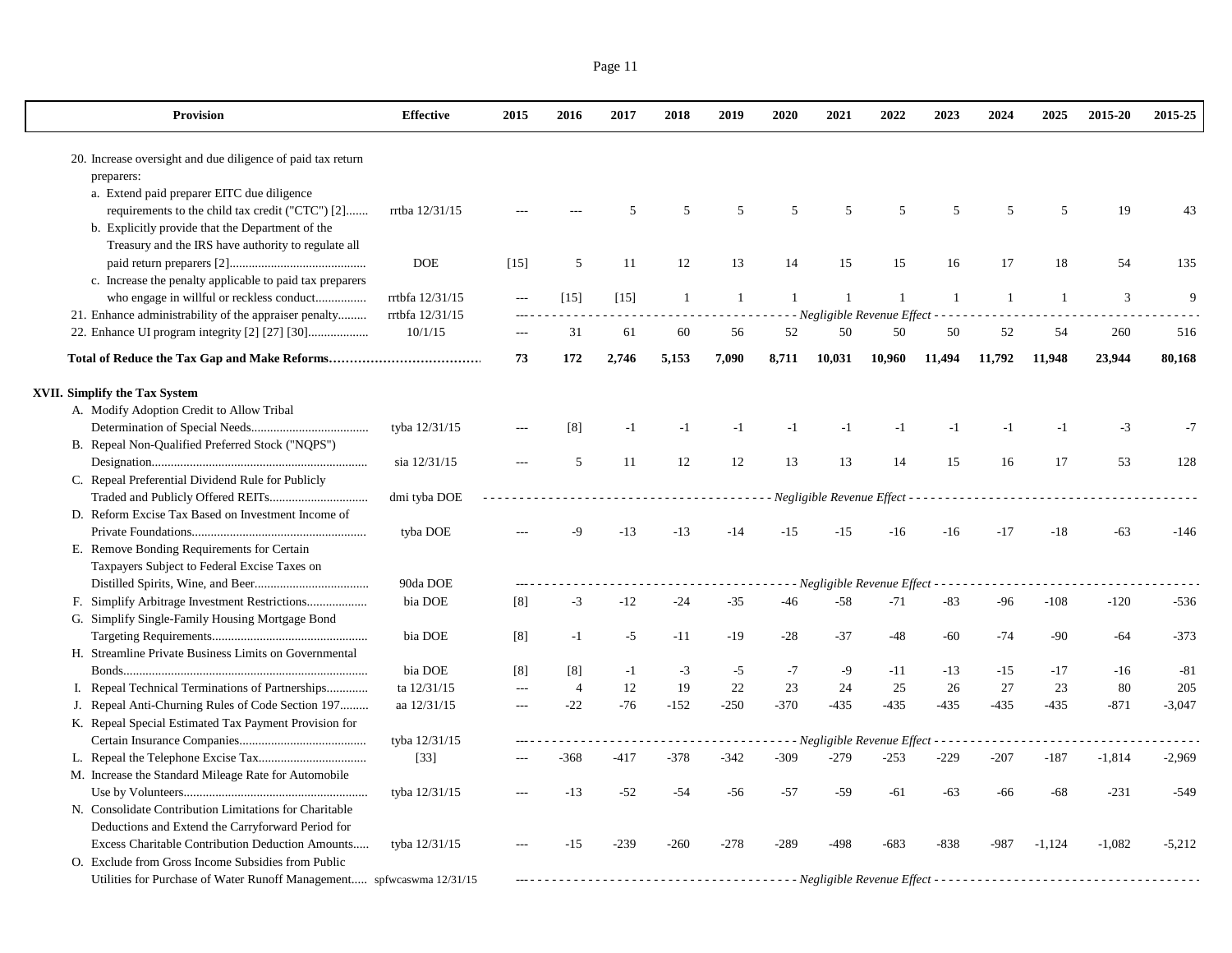| Provision | Effective | 2015 | 2016 | 2017 | 2018 | 2019 | 2020 | 2021 | 2022 | 2023 | 2024 | 2025 | 2015-20 | 2015-25 |
|---|---|---|---|---|---|---|---|---|---|---|---|---|---|---|
| 20. Increase oversight and due diligence of paid tax return preparers: | | | | | | | | | | | | | | |
| a. Extend paid preparer EITC due diligence requirements to the child tax credit ("CTC") [2]....... | rrtba 12/31/15 | --- | --- | 5 | 5 | 5 | 5 | 5 | 5 | 5 | 5 | 5 | 19 | 43 |
| b. Explicitly provide that the Department of the Treasury and the IRS have authority to regulate all paid return preparers [2]........................................... | DOE | [15] | 5 | 11 | 12 | 13 | 14 | 15 | 15 | 16 | 17 | 18 | 54 | 135 |
| c. Increase the penalty applicable to paid tax preparers who engage in willful or reckless conduct................ | rrtbfa 12/31/15 | --- | [15] | [15] | 1 | 1 | 1 | 1 | 1 | 1 | 1 | 1 | 3 | 9 |
| 21. Enhance administrability of the appraiser penalty......... | rrtbfa 12/31/15 | *Negligible Revenue Effect* | | | | | | | | | | | | |
| 22. Enhance UI program integrity [2] [27] [30]................... | 10/1/15 | --- | 31 | 61 | 60 | 56 | 52 | 50 | 50 | 50 | 52 | 54 | 260 | 516 |
| **Total of Reduce the Tax Gap and Make Reforms**................................... | | **73** | **172** | **2,746** | **5,153** | **7,090** | **8,711** | **10,031** | **10,960** | **11,494** | **11,792** | **11,948** | **23,944** | **80,168** |
| **XVII. Simplify the Tax System** | | | | | | | | | | | | | | |
| A. Modify Adoption Credit to Allow Tribal Determination of Special Needs..................................... | tyba 12/31/15 | --- | [8] | -1 | -1 | -1 | -1 | -1 | -1 | -1 | -1 | -1 | -3 | -7 |
| B. Repeal Non-Qualified Preferred Stock ("NQPS") Designation................................................................ | sia 12/31/15 | --- | 5 | 11 | 12 | 12 | 13 | 13 | 14 | 15 | 16 | 17 | 53 | 128 |
| C. Repeal Preferential Dividend Rule for Publicly Traded and Publicly Offered REITs.............................. | dmi tyba DOE | *Negligible Revenue Effect* | | | | | | | | | | | | |
| D. Reform Excise Tax Based on Investment Income of Private Foundations...................................................... | tyba DOE | --- | -9 | -13 | -13 | -14 | -15 | -15 | -16 | -16 | -17 | -18 | -63 | -146 |
| E. Remove Bonding Requirements for Certain Taxpayers Subject to Federal Excise Taxes on Distilled Spirits, Wine, and Beer.................................... | 90da DOE | *Negligible Revenue Effect* | | | | | | | | | | | | |
| F. Simplify Arbitrage Investment Restrictions.................. | bia DOE | [8] | -3 | -12 | -24 | -35 | -46 | -58 | -71 | -83 | -96 | -108 | -120 | -536 |
| G. Simplify Single-Family Housing Mortgage Bond Targeting Requirements................................................ | bia DOE | [8] | -1 | -5 | -11 | -19 | -28 | -37 | -48 | -60 | -74 | -90 | -64 | -373 |
| H. Streamline Private Business Limits on Governmental Bonds............................................................................ | bia DOE | [8] | [8] | -1 | -3 | -5 | -7 | -9 | -11 | -13 | -15 | -17 | -16 | -81 |
| I. Repeal Technical Terminations of Partnerships............. | ta 12/31/15 | --- | 4 | 12 | 19 | 22 | 23 | 24 | 25 | 26 | 27 | 23 | 80 | 205 |
| J. Repeal Anti-Churning Rules of Code Section 197......... | aa 12/31/15 | --- | -22 | -76 | -152 | -250 | -370 | -435 | -435 | -435 | -435 | -435 | -871 | -3,047 |
| K. Repeal Special Estimated Tax Payment Provision for Certain Insurance Companies....................................... | tyba 12/31/15 | *Negligible Revenue Effect* | | | | | | | | | | | | |
| L. Repeal the Telephone Excise Tax................................. | [33] | --- | -368 | -417 | -378 | -342 | -309 | -279 | -253 | -229 | -207 | -187 | -1,814 | -2,969 |
| M. Increase the Standard Mileage Rate for Automobile Use by Volunteers.......................................................... | tyba 12/31/15 | --- | -13 | -52 | -54 | -56 | -57 | -59 | -61 | -63 | -66 | -68 | -231 | -549 |
| N. Consolidate Contribution Limitations for Charitable Deductions and Extend the Carryforward Period for Excess Charitable Contribution Deduction Amounts..... | tyba 12/31/15 | --- | -15 | -239 | -260 | -278 | -289 | -498 | -683 | -838 | -987 | -1,124 | -1,082 | -5,212 |
| O. Exclude from Gross Income Subsidies from Public Utilities for Purchase of Water Runoff Management..... | spfwcaswma 12/31/15 | *Negligible Revenue Effect* | | | | | | | | | | | | |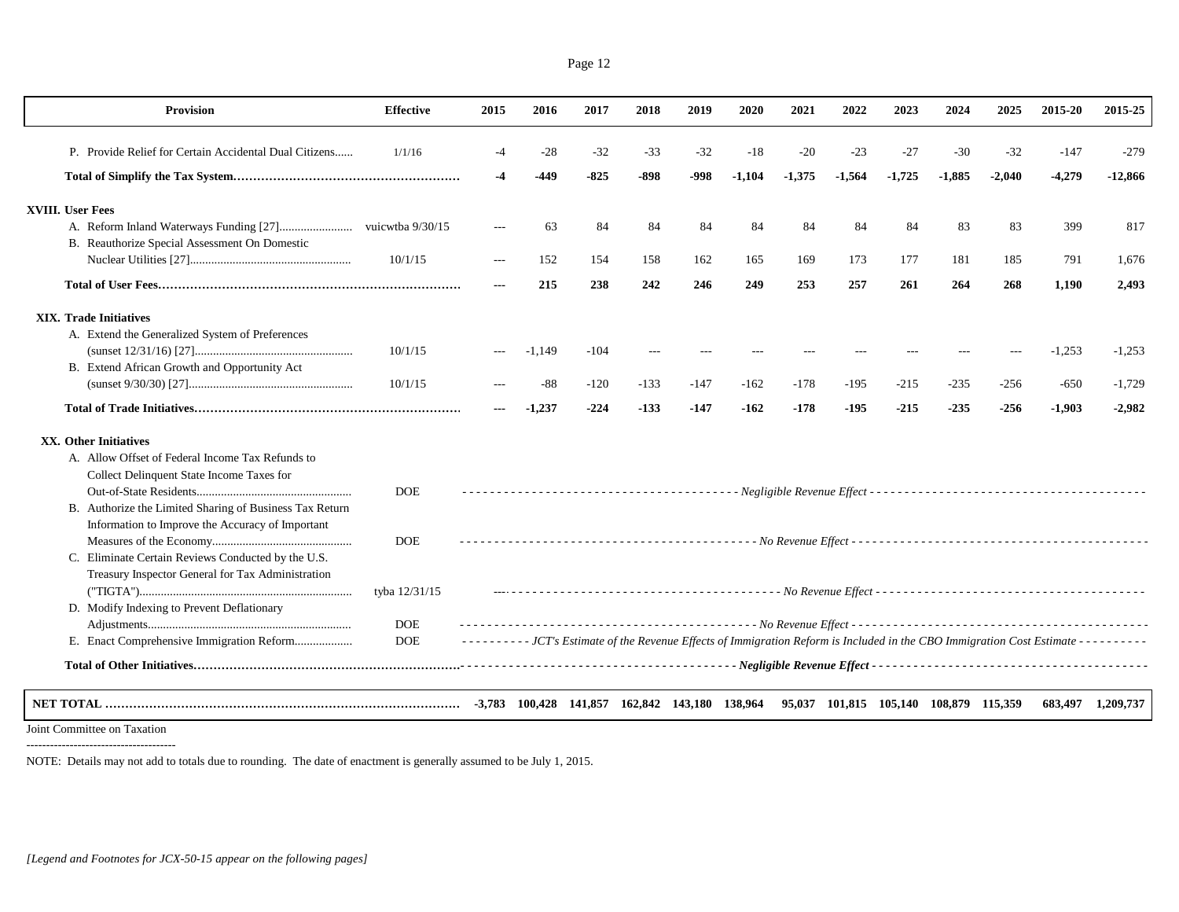| Provision | Effective | 2015 | 2016 | 2017 | 2018 | 2019 | 2020 | 2021 | 2022 | 2023 | 2024 | 2025 | 2015-20 | 2015-25 |
|---|---|---|---|---|---|---|---|---|---|---|---|---|---|---|
| P. Provide Relief for Certain Accidental Dual Citizens...... | 1/1/16 | -4 | -28 | -32 | -33 | -32 | -18 | -20 | -23 | -27 | -30 | -32 | -147 | -279 |
| **Total of Simplify the Tax System……………………………………………….** | | **-4** | **-449** | **-825** | **-898** | **-998** | **-1,104** | **-1,375** | **-1,564** | **-1,725** | **-1,885** | **-2,040** | **-4,279** | **-12,866** |
| **XVIII. User Fees** | | | | | | | | | | | | | | |
| A. Reform Inland Waterways Funding [27]........................ | vuicwtba 9/30/15 | --- | 63 | 84 | 84 | 84 | 84 | 84 | 84 | 84 | 83 | 83 | 399 | 817 |
| B. Reauthorize Special Assessment On Domestic Nuclear Utilities [27]..................................................... | 10/1/15 | --- | 152 | 154 | 158 | 162 | 165 | 169 | 173 | 177 | 181 | 185 | 791 | 1,676 |
| **Total of User Fees…………………………………………………………………** | | **---** | **215** | **238** | **242** | **246** | **249** | **253** | **257** | **261** | **264** | **268** | **1,190** | **2,493** |
| **XIX. Trade Initiatives** | | | | | | | | | | | | | | |
| A. Extend the Generalized System of Preferences (sunset 12/31/16) [27].................................................... | 10/1/15 | --- | -1,149 | -104 | --- | --- | --- | --- | --- | --- | --- | --- | -1,253 | -1,253 |
| B. Extend African Growth and Opportunity Act (sunset 9/30/30) [27]...................................................... | 10/1/15 | --- | -88 | -120 | -133 | -147 | -162 | -178 | -195 | -215 | -235 | -256 | -650 | -1,729 |
| **Total of Trade Initiatives…………………………………………………………** | | **---** | **-1,237** | **-224** | **-133** | **-147** | **-162** | **-178** | **-195** | **-215** | **-235** | **-256** | **-1,903** | **-2,982** |
| **XX. Other Initiatives** | | | | | | | | | | | | | | |
| A. Allow Offset of Federal Income Tax Refunds to Collect Delinquent State Income Taxes for Out-of-State Residents.................................................. | DOE | *Negligible Revenue Effect* | | | | | | | | | | | | |
| B. Authorize the Limited Sharing of Business Tax Return Information to Improve the Accuracy of Important Measures of the Economy............................................. | DOE | *No Revenue Effect* | | | | | | | | | | | | |
| C. Eliminate Certain Reviews Conducted by the U.S. Treasury Inspector General for Tax Administration ("TIGTA")...................................................................... | tyba 12/31/15 | *No Revenue Effect* | | | | | | | | | | | | |
| D. Modify Indexing to Prevent Deflationary Adjustments.................................................................. | DOE | *No Revenue Effect* | | | | | | | | | | | | |
| E. Enact Comprehensive Immigration Reform.................. | DOE | *JCT's Estimate of the Revenue Effects of Immigration Reform is Included in the CBO Immigration Cost Estimate* | | | | | | | | | | | | |
| **Total of Other Initiatives…………………………………………………………** | | ***Negligible Revenue Effect*** | | | | | | | | | | | | |
| **NET TOTAL ………………………………………………………………………………** | | **-3,783** | **100,428** | **141,857** | **162,842** | **143,180** | **138,964** | **95,037** | **101,815** | **105,140** | **108,879** | **115,359** | **683,497** | **1,209,737** |

Joint Committee on Taxation

---------------------------------------

NOTE: Details may not add to totals due to rounding. The date of enactment is generally assumed to be July 1, 2015.

*[Legend and Footnotes for JCX-50-15 appear on the following pages]*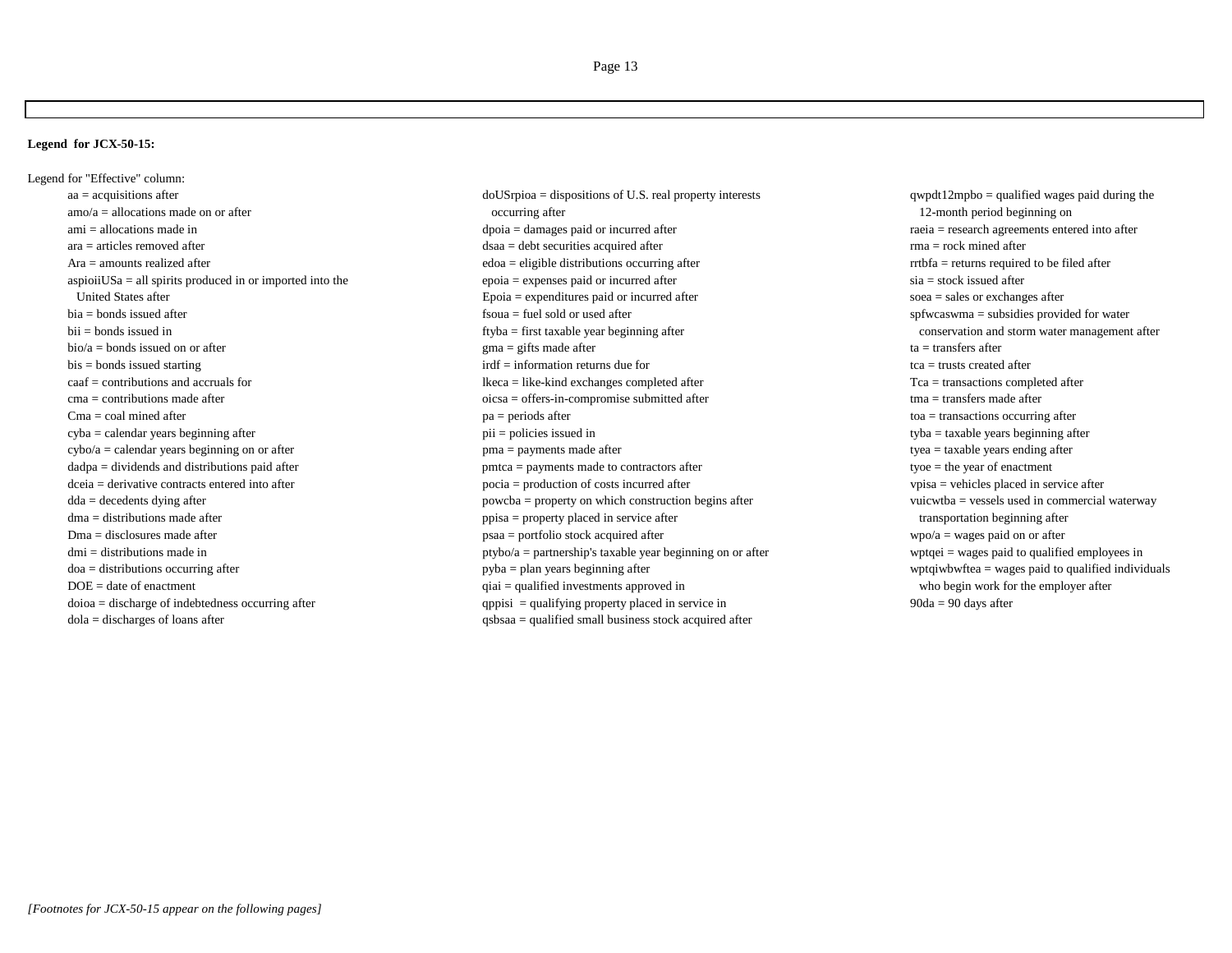**Legend for JCX-50-15:**

Legend for "Effective" column:

- aa = acquisitions after
- amo/a = allocations made on or after
- ami = allocations made in
- ara = articles removed after
- Ara = amounts realized after
- aspioiiUSa = all spirits produced in or imported into the United States after
- bia = bonds issued after
- bii = bonds issued in
- bio/a = bonds issued on or after
- bis = bonds issued starting
- caaf = contributions and accruals for
- cma = contributions made after
- Cma = coal mined after
- cyba = calendar years beginning after
- cybo/a = calendar years beginning on or after
- dadpa = dividends and distributions paid after
- dceia = derivative contracts entered into after
- dda = decedents dying after
- dma = distributions made after
- Dma = disclosures made after
- dmi = distributions made in
- doa = distributions occurring after
- DOE = date of enactment
- doioa = discharge of indebtedness occurring after
- dola = discharges of loans after
- doUSrpioa = dispositions of U.S. real property interests occurring after
- dpoia = damages paid or incurred after
- dsaa = debt securities acquired after
- edoa = eligible distributions occurring after
- epoia = expenses paid or incurred after
- Epoia = expenditures paid or incurred after
- fsoua = fuel sold or used after
- ftyba = first taxable year beginning after
- gma = gifts made after
- irdf = information returns due for
- lkeca = like-kind exchanges completed after
- oicsa = offers-in-compromise submitted after
- pa = periods after
- pii = policies issued in
- pma = payments made after
- pmtca = payments made to contractors after
- pocia = production of costs incurred after
- powcba = property on which construction begins after
- ppisa = property placed in service after
- psaa = portfolio stock acquired after
- ptybo/a = partnership's taxable year beginning on or after
- pyba = plan years beginning after
- qiai = qualified investments approved in
- qppisi = qualifying property placed in service in
- qsbsaa = qualified small business stock acquired after
- qwpdt12mpbo = qualified wages paid during the 12-month period beginning on
- raeia = research agreements entered into after
- rma = rock mined after
- rrtbfa = returns required to be filed after
- sia = stock issued after
- soea = sales or exchanges after
- spfwcaswma = subsidies provided for water conservation and storm water management after
- ta = transfers after
- tca = trusts created after
- Tca = transactions completed after
- tma = transfers made after
- toa = transactions occurring after
- tyba = taxable years beginning after
- tyea = taxable years ending after
- tyoe = the year of enactment
- vpisa = vehicles placed in service after
- vuicwtba = vessels used in commercial waterway transportation beginning after
- wpo/a = wages paid on or after
- wptqei = wages paid to qualified employees in
- wptqiwbwftea = wages paid to qualified individuals who begin work for the employer after
- 90da = 90 days after

*[Footnotes for JCX-50-15 appear on the following pages]*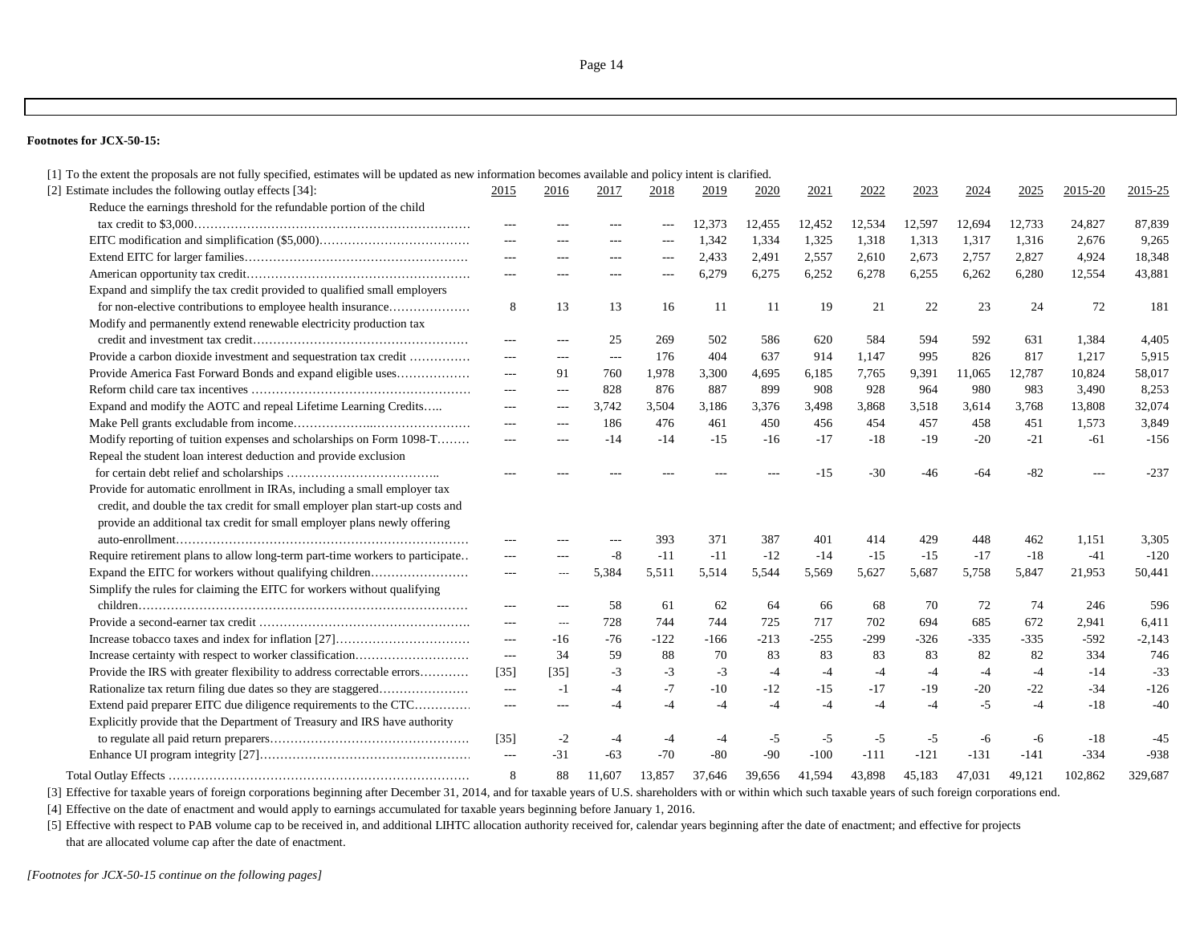**Footnotes for JCX-50-15:**

[1] To the extent the proposals are not fully specified, estimates will be updated as new information becomes available and policy intent is clarified.

| [2] Estimate includes the following outlay effects [34]: | 2015 | 2016 | 2017 | 2018 | 2019 | 2020 | 2021 | 2022 | 2023 | 2024 | 2025 | 2015-20 | 2015-25 |
|---|---|---|---|---|---|---|---|---|---|---|---|---|---|
| Reduce the earnings threshold for the refundable portion of the child tax credit to $3,000 | --- | --- | --- | --- | 12,373 | 12,455 | 12,452 | 12,534 | 12,597 | 12,694 | 12,733 | 24,827 | 87,839 |
| EITC modification and simplification ($5,000) | --- | --- | --- | --- | 1,342 | 1,334 | 1,325 | 1,318 | 1,313 | 1,317 | 1,316 | 2,676 | 9,265 |
| Extend EITC for larger families | --- | --- | --- | --- | 2,433 | 2,491 | 2,557 | 2,610 | 2,673 | 2,757 | 2,827 | 4,924 | 18,348 |
| American opportunity tax credit | --- | --- | --- | --- | 6,279 | 6,275 | 6,252 | 6,278 | 6,255 | 6,262 | 6,280 | 12,554 | 43,881 |
| Expand and simplify the tax credit provided to qualified small employers for non-elective contributions to employee health insurance | 8 | 13 | 13 | 16 | 11 | 11 | 19 | 21 | 22 | 23 | 24 | 72 | 181 |
| Modify and permanently extend renewable electricity production tax credit and investment tax credit | --- | --- | 25 | 269 | 502 | 586 | 620 | 584 | 594 | 592 | 631 | 1,384 | 4,405 |
| Provide a carbon dioxide investment and sequestration tax credit | --- | --- | --- | 176 | 404 | 637 | 914 | 1,147 | 995 | 826 | 817 | 1,217 | 5,915 |
| Provide America Fast Forward Bonds and expand eligible uses | --- | 91 | 760 | 1,978 | 3,300 | 4,695 | 6,185 | 7,765 | 9,391 | 11,065 | 12,787 | 10,824 | 58,017 |
| Reform child care tax incentives | --- | --- | 828 | 876 | 887 | 899 | 908 | 928 | 964 | 980 | 983 | 3,490 | 8,253 |
| Expand and modify the AOTC and repeal Lifetime Learning Credits | --- | --- | 3,742 | 3,504 | 3,186 | 3,376 | 3,498 | 3,868 | 3,518 | 3,614 | 3,768 | 13,808 | 32,074 |
| Make Pell grants excludable from income | --- | --- | 186 | 476 | 461 | 450 | 456 | 454 | 457 | 458 | 451 | 1,573 | 3,849 |
| Modify reporting of tuition expenses and scholarships on Form 1098-T | --- | --- | -14 | -14 | -15 | -16 | -17 | -18 | -19 | -20 | -21 | -61 | -156 |
| Repeal the student loan interest deduction and provide exclusion for certain debt relief and scholarships | --- | --- | --- | --- | --- | --- | -15 | -30 | -46 | -64 | -82 | --- | -237 |
| Provide for automatic enrollment in IRAs, including a small employer tax credit, and double the tax credit for small employer plan start-up costs and provide an additional tax credit for small employer plans newly offering auto-enrollment | --- | --- | --- | 393 | 371 | 387 | 401 | 414 | 429 | 448 | 462 | 1,151 | 3,305 |
| Require retirement plans to allow long-term part-time workers to participate | --- | --- | -8 | -11 | -11 | -12 | -14 | -15 | -15 | -17 | -18 | -41 | -120 |
| Expand the EITC for workers without qualifying children | --- | --- | 5,384 | 5,511 | 5,514 | 5,544 | 5,569 | 5,627 | 5,687 | 5,758 | 5,847 | 21,953 | 50,441 |
| Simplify the rules for claiming the EITC for workers without qualifying children | --- | --- | 58 | 61 | 62 | 64 | 66 | 68 | 70 | 72 | 74 | 246 | 596 |
| Provide a second-earner tax credit | --- | --- | 728 | 744 | 744 | 725 | 717 | 702 | 694 | 685 | 672 | 2,941 | 6,411 |
| Increase tobacco taxes and index for inflation [27] | --- | -16 | -76 | -122 | -166 | -213 | -255 | -299 | -326 | -335 | -335 | -592 | -2,143 |
| Increase certainty with respect to worker classification | --- | 34 | 59 | 88 | 70 | 83 | 83 | 83 | 83 | 82 | 82 | 334 | 746 |
| Provide the IRS with greater flexibility to address correctable errors | [35] | [35] | -3 | -3 | -3 | -4 | -4 | -4 | -4 | -4 | -4 | -14 | -33 |
| Rationalize tax return filing due dates so they are staggered | --- | -1 | -4 | -7 | -10 | -12 | -15 | -17 | -19 | -20 | -22 | -34 | -126 |
| Extend paid preparer EITC due diligence requirements to the CTC | --- | --- | -4 | -4 | -4 | -4 | -4 | -4 | -4 | -5 | -4 | -18 | -40 |
| Explicitly provide that the Department of Treasury and IRS have authority to regulate all paid return preparers | [35] | -2 | -4 | -4 | -4 | -5 | -5 | -5 | -5 | -6 | -6 | -18 | -45 |
| Enhance UI program integrity [27] | --- | -31 | -63 | -70 | -80 | -90 | -100 | -111 | -121 | -131 | -141 | -334 | -938 |
| Total Outlay Effects | 8 | 88 | 11,607 | 13,857 | 37,646 | 39,656 | 41,594 | 43,898 | 45,183 | 47,031 | 49,121 | 102,862 | 329,687 |

[3] Effective for taxable years of foreign corporations beginning after December 31, 2014, and for taxable years of U.S. shareholders with or within which such taxable years of such foreign corporations end.

[4] Effective on the date of enactment and would apply to earnings accumulated for taxable years beginning before January 1, 2016.

[5] Effective with respect to PAB volume cap to be received in, and additional LIHTC allocation authority received for, calendar years beginning after the date of enactment; and effective for projects that are allocated volume cap after the date of enactment.

*[Footnotes for JCX-50-15 continue on the following pages]*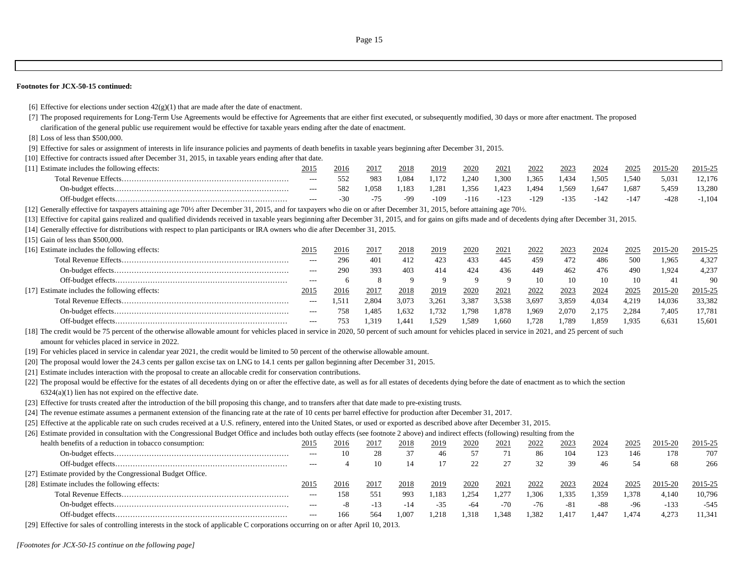**Footnotes for JCX-50-15 continued:**

[6] Effective for elections under section 42(g)(1) that are made after the date of enactment.

[7] The proposed requirements for Long-Term Use Agreements would be effective for Agreements that are either first executed, or subsequently modified, 30 days or more after enactment. The proposed clarification of the general public use requirement would be effective for taxable years ending after the date of enactment.

[8] Loss of less than $500,000.

[9] Effective for sales or assignment of interests in life insurance policies and payments of death benefits in taxable years beginning after December 31, 2015.

[10] Effective for contracts issued after December 31, 2015, in taxable years ending after that date.

[11] Estimate includes the following effects:

| | 2015 | 2016 | 2017 | 2018 | 2019 | 2020 | 2021 | 2022 | 2023 | 2024 | 2025 | 2015-20 | 2015-25 |
|---|---|---|---|---|---|---|---|---|---|---|---|---|---|
| Total Revenue Effects | --- | 552 | 983 | 1,084 | 1,172 | 1,240 | 1,300 | 1,365 | 1,434 | 1,505 | 1,540 | 5,031 | 12,176 |
| On-budget effects | --- | 582 | 1,058 | 1,183 | 1,281 | 1,356 | 1,423 | 1,494 | 1,569 | 1,647 | 1,687 | 5,459 | 13,280 |
| Off-budget effects | --- | -30 | -75 | -99 | -109 | -116 | -123 | -129 | -135 | -142 | -147 | -428 | -1,104 |

[12] Generally effective for taxpayers attaining age 70½ after December 31, 2015, and for taxpayers who die on or after December 31, 2015, before attaining age 70½.

[13] Effective for capital gains realized and qualified dividends received in taxable years beginning after December 31, 2015, and for gains on gifts made and of decedents dying after December 31, 2015.

[14] Generally effective for distributions with respect to plan participants or IRA owners who die after December 31, 2015.

[15] Gain of less than $500,000.

[16] Estimate includes the following effects:

| | 2015 | 2016 | 2017 | 2018 | 2019 | 2020 | 2021 | 2022 | 2023 | 2024 | 2025 | 2015-20 | 2015-25 |
|---|---|---|---|---|---|---|---|---|---|---|---|---|---|
| Total Revenue Effects | --- | 296 | 401 | 412 | 423 | 433 | 445 | 459 | 472 | 486 | 500 | 1,965 | 4,327 |
| On-budget effects | --- | 290 | 393 | 403 | 414 | 424 | 436 | 449 | 462 | 476 | 490 | 1,924 | 4,237 |
| Off-budget effects | --- | 6 | 8 | 9 | 9 | 9 | 9 | 10 | 10 | 10 | 10 | 41 | 90 |

[17] Estimate includes the following effects:

| | 2015 | 2016 | 2017 | 2018 | 2019 | 2020 | 2021 | 2022 | 2023 | 2024 | 2025 | 2015-20 | 2015-25 |
|---|---|---|---|---|---|---|---|---|---|---|---|---|---|
| Total Revenue Effects | --- | 1,511 | 2,804 | 3,073 | 3,261 | 3,387 | 3,538 | 3,697 | 3,859 | 4,034 | 4,219 | 14,036 | 33,382 |
| On-budget effects | --- | 758 | 1,485 | 1,632 | 1,732 | 1,798 | 1,878 | 1,969 | 2,070 | 2,175 | 2,284 | 7,405 | 17,781 |
| Off-budget effects | --- | 753 | 1,319 | 1,441 | 1,529 | 1,589 | 1,660 | 1,728 | 1,789 | 1,859 | 1,935 | 6,631 | 15,601 |

[18] The credit would be 75 percent of the otherwise allowable amount for vehicles placed in service in 2020, 50 percent of such amount for vehicles placed in service in 2021, and 25 percent of such amount for vehicles placed in service in 2022.

[19] For vehicles placed in service in calendar year 2021, the credit would be limited to 50 percent of the otherwise allowable amount.

[20] The proposal would lower the 24.3 cents per gallon excise tax on LNG to 14.1 cents per gallon beginning after December 31, 2015.

[21] Estimate includes interaction with the proposal to create an allocable credit for conservation contributions.

[22] The proposal would be effective for the estates of all decedents dying on or after the effective date, as well as for all estates of decedents dying before the date of enactment as to which the section 6324(a)(1) lien has not expired on the effective date.

[23] Effective for trusts created after the introduction of the bill proposing this change, and to transfers after that date made to pre-existing trusts.

[24] The revenue estimate assumes a permanent extension of the financing rate at the rate of 10 cents per barrel effective for production after December 31, 2017.

[25] Effective at the applicable rate on such crudes received at a U.S. refinery, entered into the United States, or used or exported as described above after December 31, 2015.

[26] Estimate provided in consultation with the Congressional Budget Office and includes both outlay effects (see footnote 2 above) and indirect effects (following) resulting from the health benefits of a reduction in tobacco consumption:

| | 2015 | 2016 | 2017 | 2018 | 2019 | 2020 | 2021 | 2022 | 2023 | 2024 | 2025 | 2015-20 | 2015-25 |
|---|---|---|---|---|---|---|---|---|---|---|---|---|---|
| On-budget effects | --- | 10 | 28 | 37 | 46 | 57 | 71 | 86 | 104 | 123 | 146 | 178 | 707 |
| Off-budget effects | --- | 4 | 10 | 14 | 17 | 22 | 27 | 32 | 39 | 46 | 54 | 68 | 266 |

[27] Estimate provided by the Congressional Budget Office.

[28] Estimate includes the following effects:

| | 2015 | 2016 | 2017 | 2018 | 2019 | 2020 | 2021 | 2022 | 2023 | 2024 | 2025 | 2015-20 | 2015-25 |
|---|---|---|---|---|---|---|---|---|---|---|---|---|---|
| Total Revenue Effects | --- | 158 | 551 | 993 | 1,183 | 1,254 | 1,277 | 1,306 | 1,335 | 1,359 | 1,378 | 4,140 | 10,796 |
| On-budget effects | --- | -8 | -13 | -14 | -35 | -64 | -70 | -76 | -81 | -88 | -96 | -133 | -545 |
| Off-budget effects | --- | 166 | 564 | 1,007 | 1,218 | 1,318 | 1,348 | 1,382 | 1,417 | 1,447 | 1,474 | 4,273 | 11,341 |

[29] Effective for sales of controlling interests in the stock of applicable C corporations occurring on or after April 10, 2013.

*[Footnotes for JCX-50-15 continue on the following page]*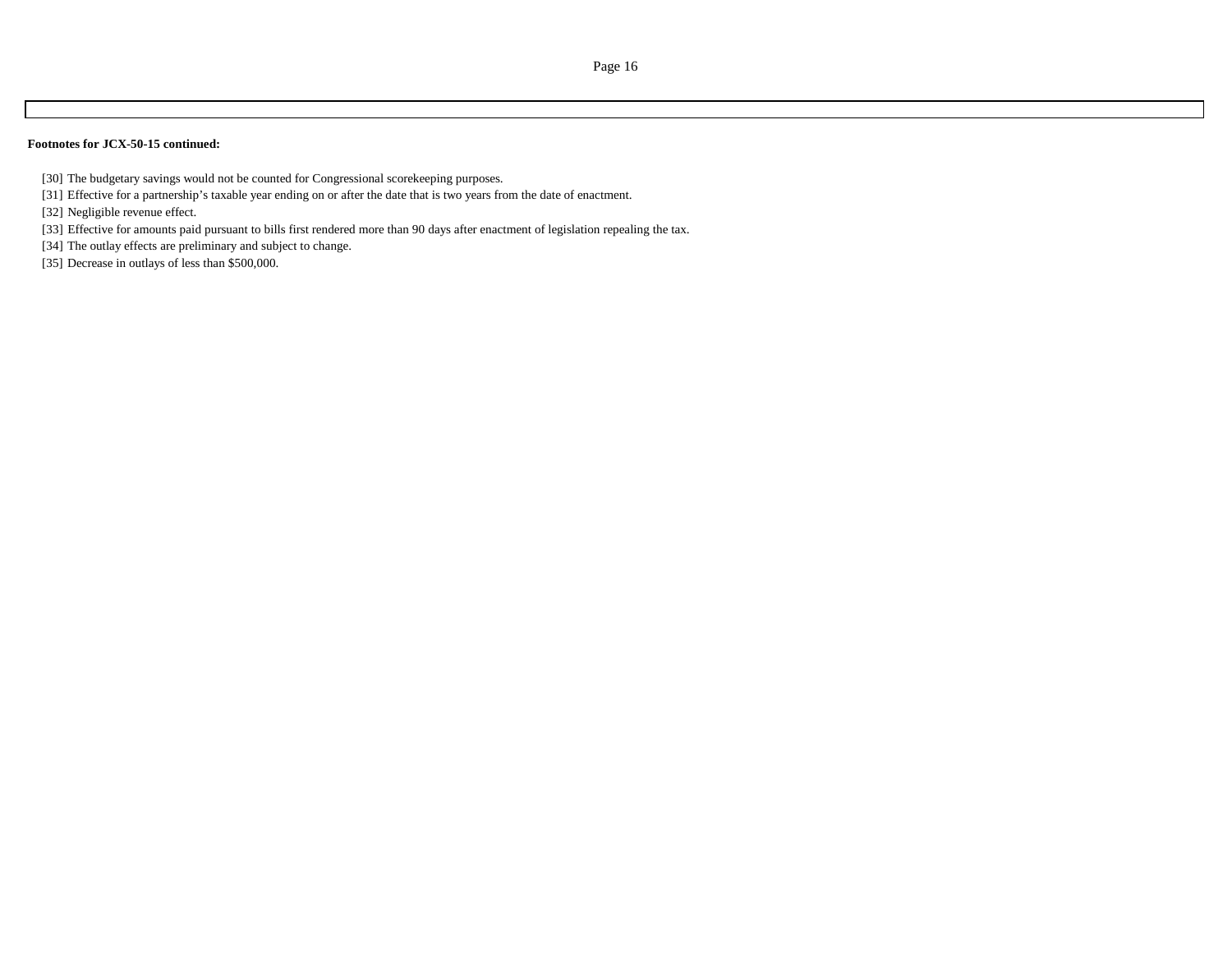**Footnotes for JCX-50-15 continued:**

[30] The budgetary savings would not be counted for Congressional scorekeeping purposes.

[31] Effective for a partnership's taxable year ending on or after the date that is two years from the date of enactment.

[32] Negligible revenue effect.

[33] Effective for amounts paid pursuant to bills first rendered more than 90 days after enactment of legislation repealing the tax.

[34] The outlay effects are preliminary and subject to change.

[35] Decrease in outlays of less than $500,000.